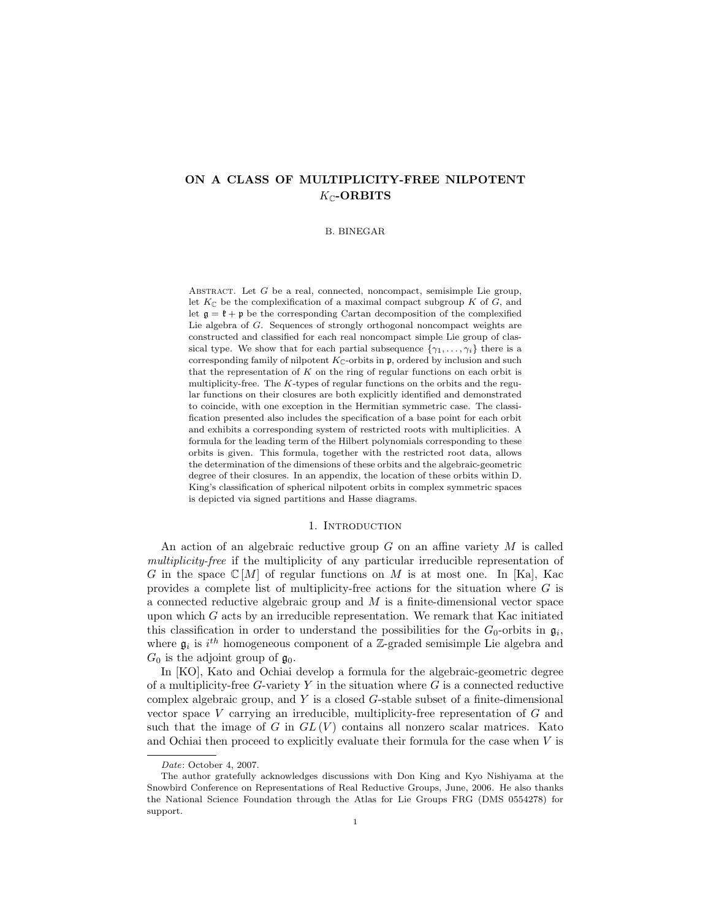# ON A CLASS OF MULTIPLICITY-FREE NILPOTENT $K_{\mathbb{C}}$-ORBITS

B. BINEGAR

Abstract. Let $G$ be a real, connected, noncompact, semisimple Lie group, let $K_{\mathbb{C}}$ be the complexification of a maximal compact subgroup $K$ of $G$, and let $\mathfrak{g} = \mathfrak{k} + \mathfrak{p}$ be the corresponding Cartan decomposition of the complexified Lie algebra of $G$. Sequences of strongly orthogonal noncompact weights are constructed and classified for each real noncompact simple Lie group of classical type. We show that for each partial subsequence $\{\gamma_1, \ldots, \gamma_i\}$ there is a corresponding family of nilpotent $K_{\mathbb{C}}$-orbits in $\mathfrak{p}$, ordered by inclusion and such that the representation of $K$ on the ring of regular functions on each orbit is multiplicity-free. The $K$-types of regular functions on the orbits and the regular functions on their closures are both explicitly identified and demonstrated to coincide, with one exception in the Hermitian symmetric case. The classification presented also includes the specification of a base point for each orbit and exhibits a corresponding system of restricted roots with multiplicities. A formula for the leading term of the Hilbert polynomials corresponding to these orbits is given. This formula, together with the restricted root data, allows the determination of the dimensions of these orbits and the algebraic-geometric degree of their closures. In an appendix, the location of these orbits within D. King's classification of spherical nilpotent orbits in complex symmetric spaces is depicted via signed partitions and Hasse diagrams.

## 1. Introduction

An action of an algebraic reductive group $G$ on an affine variety $M$ is called *multiplicity-free* if the multiplicity of any particular irreducible representation of $G$ in the space $\mathbb{C}[M]$ of regular functions on $M$ is at most one. In [Ka], Kac provides a complete list of multiplicity-free actions for the situation where $G$ is a connected reductive algebraic group and $M$ is a finite-dimensional vector space upon which $G$ acts by an irreducible representation. We remark that Kac initiated this classification in order to understand the possibilities for the $G_0$-orbits in $\mathfrak{g}_i$, where $\mathfrak{g}_i$ is $i^{th}$ homogeneous component of a $\mathbb{Z}$-graded semisimple Lie algebra and $G_0$ is the adjoint group of $\mathfrak{g}_0$.

In [KO], Kato and Ochiai develop a formula for the algebraic-geometric degree of a multiplicity-free $G$-variety $Y$ in the situation where $G$ is a connected reductive complex algebraic group, and $Y$ is a closed $G$-stable subset of a finite-dimensional vector space $V$ carrying an irreducible, multiplicity-free representation of $G$ and such that the image of $G$ in $GL(V)$ contains all nonzero scalar matrices. Kato and Ochiai then proceed to explicitly evaluate their formula for the case when $V$ is

---

*Date*: October 4, 2007.

The author gratefully acknowledges discussions with Don King and Kyo Nishiyama at the Snowbird Conference on Representations of Real Reductive Groups, June, 2006. He also thanks the National Science Foundation through the Atlas for Lie Groups FRG (DMS 0554278) for support.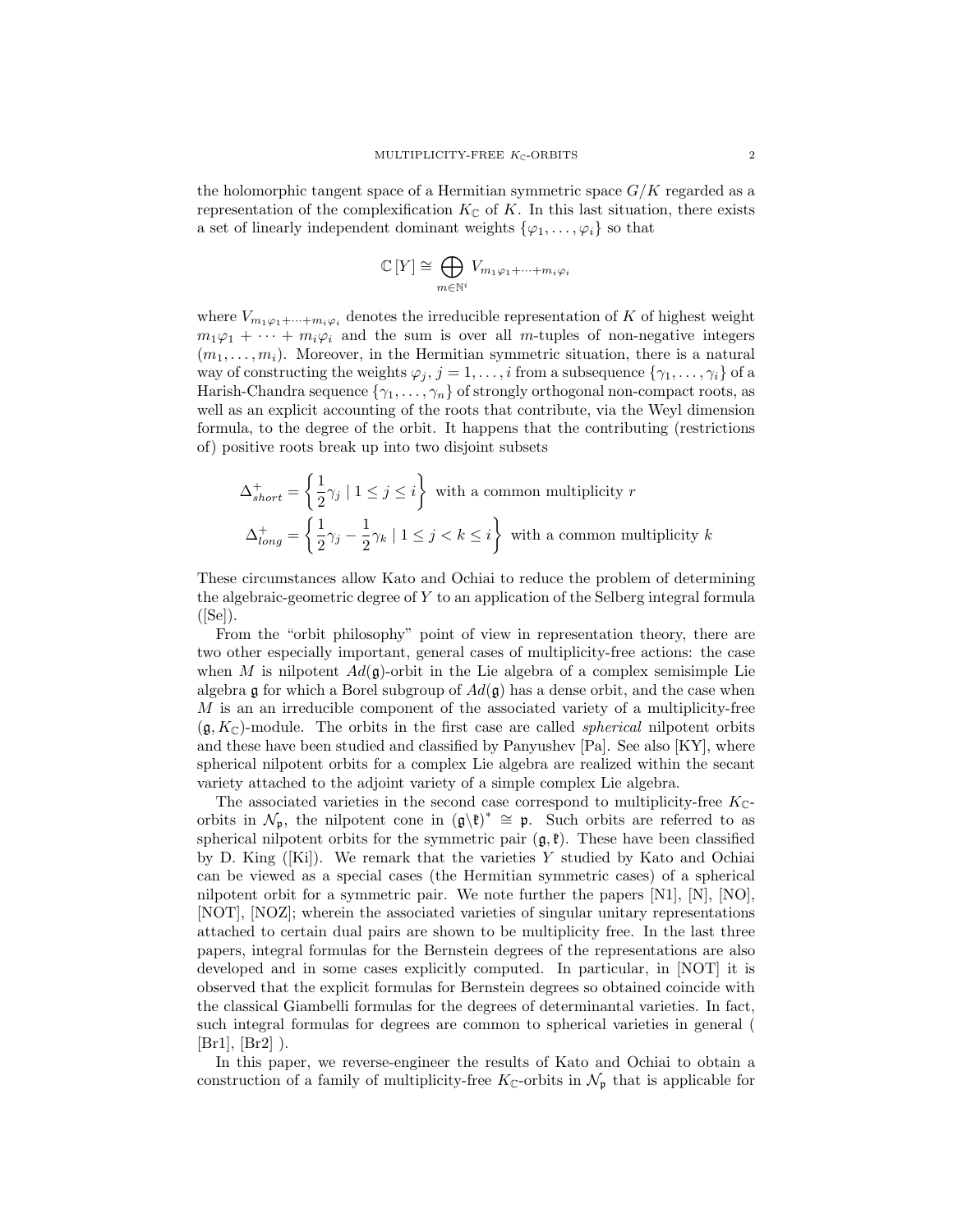the holomorphic tangent space of a Hermitian symmetric space $G/K$ regarded as a representation of the complexification $K_{\mathbb{C}}$ of $K$. In this last situation, there exists a set of linearly independent dominant weights $\{\varphi_1, \ldots, \varphi_i\}$ so that

$$\mathbb{C}[Y] \cong \bigoplus_{m \in \mathbb{N}^i} V_{m_1\varphi_1 + \cdots + m_i\varphi_i}$$

where $V_{m_1\varphi_1+\cdots+m_i\varphi_i}$ denotes the irreducible representation of $K$ of highest weight $m_1\varphi_1 + \cdots + m_i\varphi_i$ and the sum is over all $m$-tuples of non-negative integers $(m_1, \ldots, m_i)$. Moreover, in the Hermitian symmetric situation, there is a natural way of constructing the weights $\varphi_j$, $j = 1, \ldots, i$ from a subsequence $\{\gamma_1, \ldots, \gamma_i\}$ of a Harish-Chandra sequence $\{\gamma_1, \ldots, \gamma_n\}$ of strongly orthogonal non-compact roots, as well as an explicit accounting of the roots that contribute, via the Weyl dimension formula, to the degree of the orbit. It happens that the contributing (restrictions of) positive roots break up into two disjoint subsets

$$\Delta^+_{short} = \left\{ \frac{1}{2}\gamma_j \mid 1 \leq j \leq i \right\} \text{ with a common multiplicity } r$$

$$\Delta^+_{long} = \left\{ \frac{1}{2}\gamma_j - \frac{1}{2}\gamma_k \mid 1 \leq j < k \leq i \right\} \text{ with a common multiplicity } k$$

These circumstances allow Kato and Ochiai to reduce the problem of determining the algebraic-geometric degree of $Y$ to an application of the Selberg integral formula ([Se]).

From the "orbit philosophy" point of view in representation theory, there are two other especially important, general cases of multiplicity-free actions: the case when $M$ is nilpotent $Ad(\mathfrak{g})$-orbit in the Lie algebra of a complex semisimple Lie algebra $\mathfrak{g}$ for which a Borel subgroup of $Ad(\mathfrak{g})$ has a dense orbit, and the case when $M$ is an an irreducible component of the associated variety of a multiplicity-free $(\mathfrak{g}, K_{\mathbb{C}})$-module. The orbits in the first case are called *spherical* nilpotent orbits and these have been studied and classified by Panyushev [Pa]. See also [KY], where spherical nilpotent orbits for a complex Lie algebra are realized within the secant variety attached to the adjoint variety of a simple complex Lie algebra.

The associated varieties in the second case correspond to multiplicity-free $K_{\mathbb{C}}$-orbits in $\mathcal{N}_{\mathfrak{p}}$, the nilpotent cone in $(\mathfrak{g}\backslash\mathfrak{k})^* \cong \mathfrak{p}$. Such orbits are referred to as spherical nilpotent orbits for the symmetric pair $(\mathfrak{g}, \mathfrak{k})$. These have been classified by D. King ([Ki]). We remark that the varieties $Y$ studied by Kato and Ochiai can be viewed as a special cases (the Hermitian symmetric cases) of a spherical nilpotent orbit for a symmetric pair. We note further the papers [N1], [N], [NO], [NOT], [NOZ]; wherein the associated varieties of singular unitary representations attached to certain dual pairs are shown to be multiplicity free. In the last three papers, integral formulas for the Bernstein degrees of the representations are also developed and in some cases explicitly computed. In particular, in [NOT] it is observed that the explicit formulas for Bernstein degrees so obtained coincide with the classical Giambelli formulas for the degrees of determinantal varieties. In fact, such integral formulas for degrees are common to spherical varieties in general ( [Br1], [Br2] ).

In this paper, we reverse-engineer the results of Kato and Ochiai to obtain a construction of a family of multiplicity-free $K_{\mathbb{C}}$-orbits in $\mathcal{N}_{\mathfrak{p}}$ that is applicable for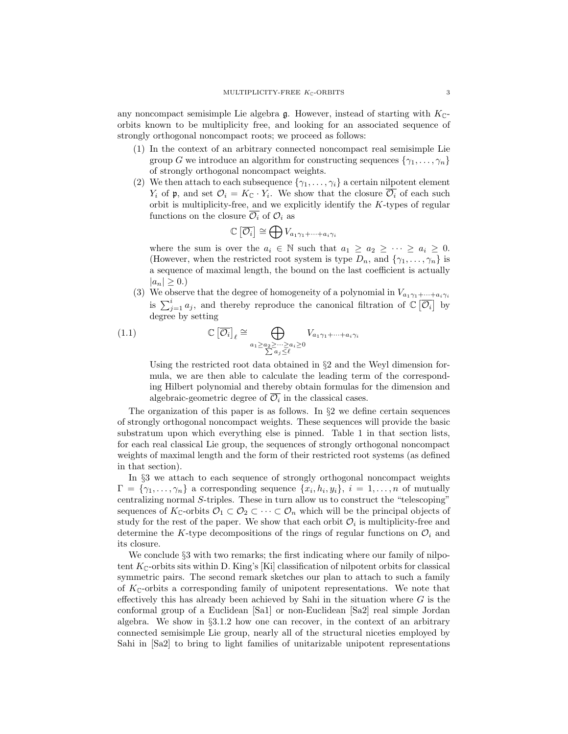any noncompact semisimple Lie algebra $\mathfrak{g}$. However, instead of starting with $K_{\mathbb{C}}$-orbits known to be multiplicity free, and looking for an associated sequence of strongly orthogonal noncompact roots; we proceed as follows:

1. In the context of an arbitrary connected noncompact real semisimple Lie group $G$ we introduce an algorithm for constructing sequences $\{\gamma_1, \ldots, \gamma_n\}$ of strongly orthogonal noncompact weights.
2. We then attach to each subsequence $\{\gamma_1, \ldots, \gamma_i\}$ a certain nilpotent element $Y_i$ of $\mathfrak{p}$, and set $\mathcal{O}_i = K_{\mathbb{C}} \cdot Y_i$. We show that the closure $\overline{\mathcal{O}_i}$ of each such orbit is multiplicity-free, and we explicitly identify the $K$-types of regular functions on the closure $\overline{\mathcal{O}_i}$ of $\mathcal{O}_i$ as
$$\mathbb{C}\left[\overline{\mathcal{O}_i}\right] \cong \bigoplus V_{a_1\gamma_1 + \cdots + a_i\gamma_i}$$
where the sum is over the $a_i \in \mathbb{N}$ such that $a_1 \geq a_2 \geq \cdots \geq a_i \geq 0$. (However, when the restricted root system is type $D_n$, and $\{\gamma_1, \ldots, \gamma_n\}$ is a sequence of maximal length, the bound on the last coefficient is actually $|a_n| \geq 0$.)
3. We observe that the degree of homogeneity of a polynomial in $V_{a_1\gamma_1+\cdots+a_i\gamma_i}$ is $\sum_{j=1}^{i} a_j$, and thereby reproduce the canonical filtration of $\mathbb{C}\left[\overline{\mathcal{O}_i}\right]$ by degree by setting
$$\mathbb{C}\left[\overline{\mathcal{O}_i}\right]_\ell \cong \bigoplus_{\substack{a_1 \geq a_2 \geq \cdots \geq a_i \geq 0 \\ \sum a_j \leq \ell}} V_{a_1\gamma_1+\cdots+a_i\gamma_i} \tag{1.1}$$
Using the restricted root data obtained in §2 and the Weyl dimension formula, we are then able to calculate the leading term of the corresponding Hilbert polynomial and thereby obtain formulas for the dimension and algebraic-geometric degree of $\overline{\mathcal{O}_i}$ in the classical cases.

The organization of this paper is as follows. In §2 we define certain sequences of strongly orthogonal noncompact weights. These sequences will provide the basic substratum upon which everything else is pinned. Table 1 in that section lists, for each real classical Lie group, the sequences of strongly orthogonal noncompact weights of maximal length and the form of their restricted root systems (as defined in that section).

In §3 we attach to each sequence of strongly orthogonal noncompact weights $\Gamma = \{\gamma_1, \ldots, \gamma_n\}$ a corresponding sequence $\{x_i, h_i, y_i\}$, $i = 1, \ldots, n$ of mutually centralizing normal $S$-triples. These in turn allow us to construct the "telescoping" sequences of $K_{\mathbb{C}}$-orbits $\mathcal{O}_1 \subset \mathcal{O}_2 \subset \cdots \subset \mathcal{O}_n$ which will be the principal objects of study for the rest of the paper. We show that each orbit $\mathcal{O}_i$ is multiplicity-free and determine the $K$-type decompositions of the rings of regular functions on $\mathcal{O}_i$ and its closure.

We conclude §3 with two remarks; the first indicating where our family of nilpotent $K_{\mathbb{C}}$-orbits sits within D. King's [Ki] classification of nilpotent orbits for classical symmetric pairs. The second remark sketches our plan to attach to such a family of $K_{\mathbb{C}}$-orbits a corresponding family of unipotent representations. We note that effectively this has already been achieved by Sahi in the situation where $G$ is the conformal group of a Euclidean [Sa1] or non-Euclidean [Sa2] real simple Jordan algebra. We show in §3.1.2 how one can recover, in the context of an arbitrary connected semisimple Lie group, nearly all of the structural niceties employed by Sahi in [Sa2] to bring to light families of unitarizable unipotent representations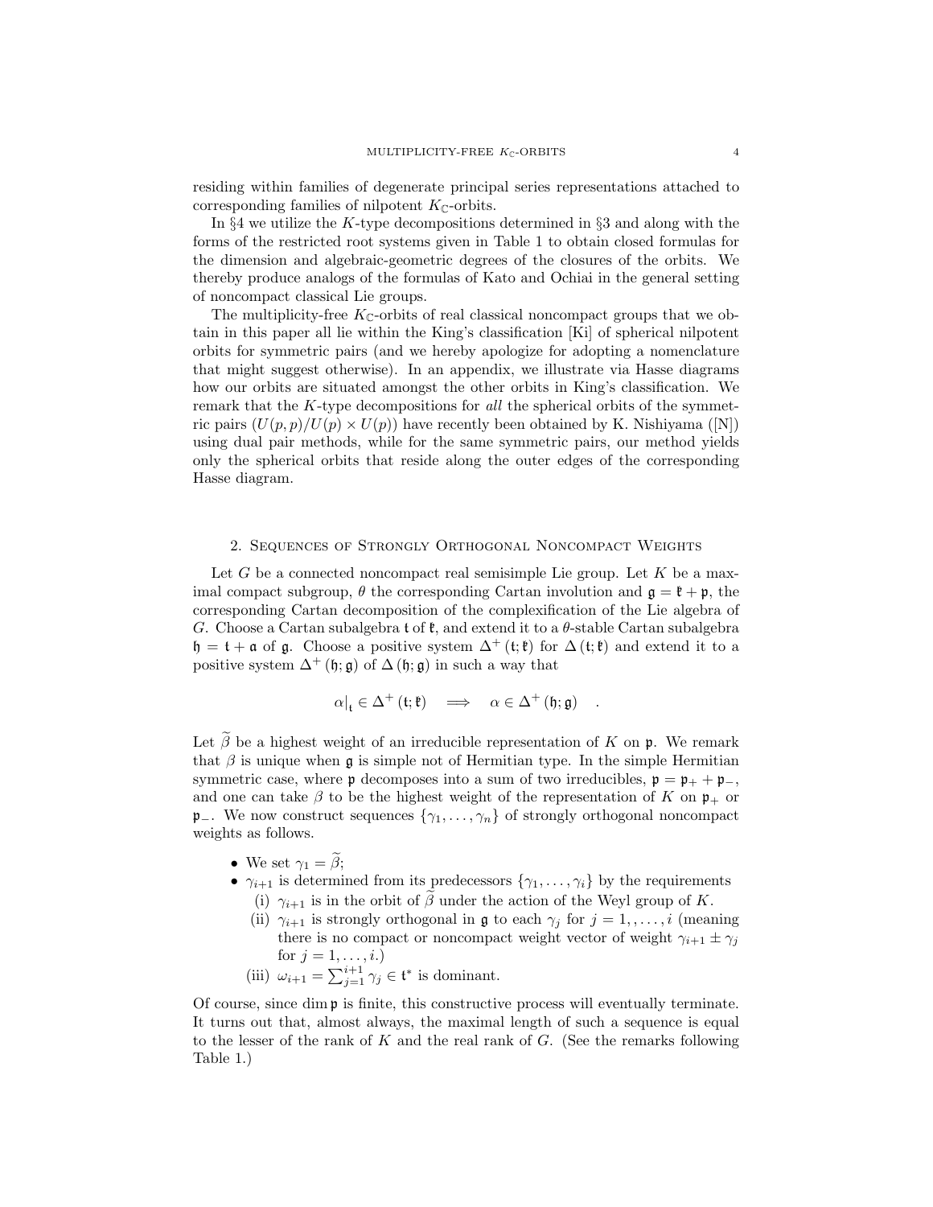residing within families of degenerate principal series representations attached to corresponding families of nilpotent $K_{\mathbb{C}}$-orbits.

In §4 we utilize the $K$-type decompositions determined in §3 and along with the forms of the restricted root systems given in Table 1 to obtain closed formulas for the dimension and algebraic-geometric degrees of the closures of the orbits. We thereby produce analogs of the formulas of Kato and Ochiai in the general setting of noncompact classical Lie groups.

The multiplicity-free $K_{\mathbb{C}}$-orbits of real classical noncompact groups that we obtain in this paper all lie within the King's classification [Ki] of spherical nilpotent orbits for symmetric pairs (and we hereby apologize for adopting a nomenclature that might suggest otherwise). In an appendix, we illustrate via Hasse diagrams how our orbits are situated amongst the other orbits in King's classification. We remark that the $K$-type decompositions for *all* the spherical orbits of the symmetric pairs $(U(p,p)/U(p)\times U(p))$ have recently been obtained by K. Nishiyama ([N]) using dual pair methods, while for the same symmetric pairs, our method yields only the spherical orbits that reside along the outer edges of the corresponding Hasse diagram.

## 2. Sequences of Strongly Orthogonal Noncompact Weights

Let $G$ be a connected noncompact real semisimple Lie group. Let $K$ be a maximal compact subgroup, $\theta$ the corresponding Cartan involution and $\mathfrak{g}=\mathfrak{k}+\mathfrak{p}$, the corresponding Cartan decomposition of the complexification of the Lie algebra of $G$. Choose a Cartan subalgebra $\mathfrak{t}$ of $\mathfrak{k}$, and extend it to a $\theta$-stable Cartan subalgebra $\mathfrak{h}=\mathfrak{t}+\mathfrak{a}$ of $\mathfrak{g}$. Choose a positive system $\Delta^{+}(\mathfrak{t};\mathfrak{k})$ for $\Delta(\mathfrak{t};\mathfrak{k})$ and extend it to a positive system $\Delta^{+}(\mathfrak{h};\mathfrak{g})$ of $\Delta(\mathfrak{h};\mathfrak{g})$ in such a way that

$$\alpha|_{\mathfrak{t}}\in\Delta^{+}(\mathfrak{t};\mathfrak{k})\quad\Longrightarrow\quad\alpha\in\Delta^{+}(\mathfrak{h};\mathfrak{g})\quad .$$

Let $\widetilde{\beta}$ be a highest weight of an irreducible representation of $K$ on $\mathfrak{p}$. We remark that $\beta$ is unique when $\mathfrak{g}$ is simple not of Hermitian type. In the simple Hermitian symmetric case, where $\mathfrak{p}$ decomposes into a sum of two irreducibles, $\mathfrak{p}=\mathfrak{p}_{+}+\mathfrak{p}_{-}$, and one can take $\beta$ to be the highest weight of the representation of $K$ on $\mathfrak{p}_{+}$ or $\mathfrak{p}_{-}$. We now construct sequences $\{\gamma_1,\ldots,\gamma_n\}$ of strongly orthogonal noncompact weights as follows.

- We set $\gamma_1=\widetilde{\beta}$;
- $\gamma_{i+1}$ is determined from its predecessors $\{\gamma_1,\ldots,\gamma_i\}$ by the requirements
  - (i) $\gamma_{i+1}$ is in the orbit of $\widetilde{\beta}$ under the action of the Weyl group of $K$.
  - (ii) $\gamma_{i+1}$ is strongly orthogonal in $\mathfrak{g}$ to each $\gamma_j$ for $j=1,\ldots,i$ (meaning there is no compact or noncompact weight vector of weight $\gamma_{i+1}\pm\gamma_j$ for $j=1,\ldots,i$.)
  - (iii) $\omega_{i+1}=\sum_{j=1}^{i+1}\gamma_j\in\mathfrak{t}^{*}$ is dominant.

Of course, since $\dim\mathfrak{p}$ is finite, this constructive process will eventually terminate. It turns out that, almost always, the maximal length of such a sequence is equal to the lesser of the rank of $K$ and the real rank of $G$. (See the remarks following Table 1.)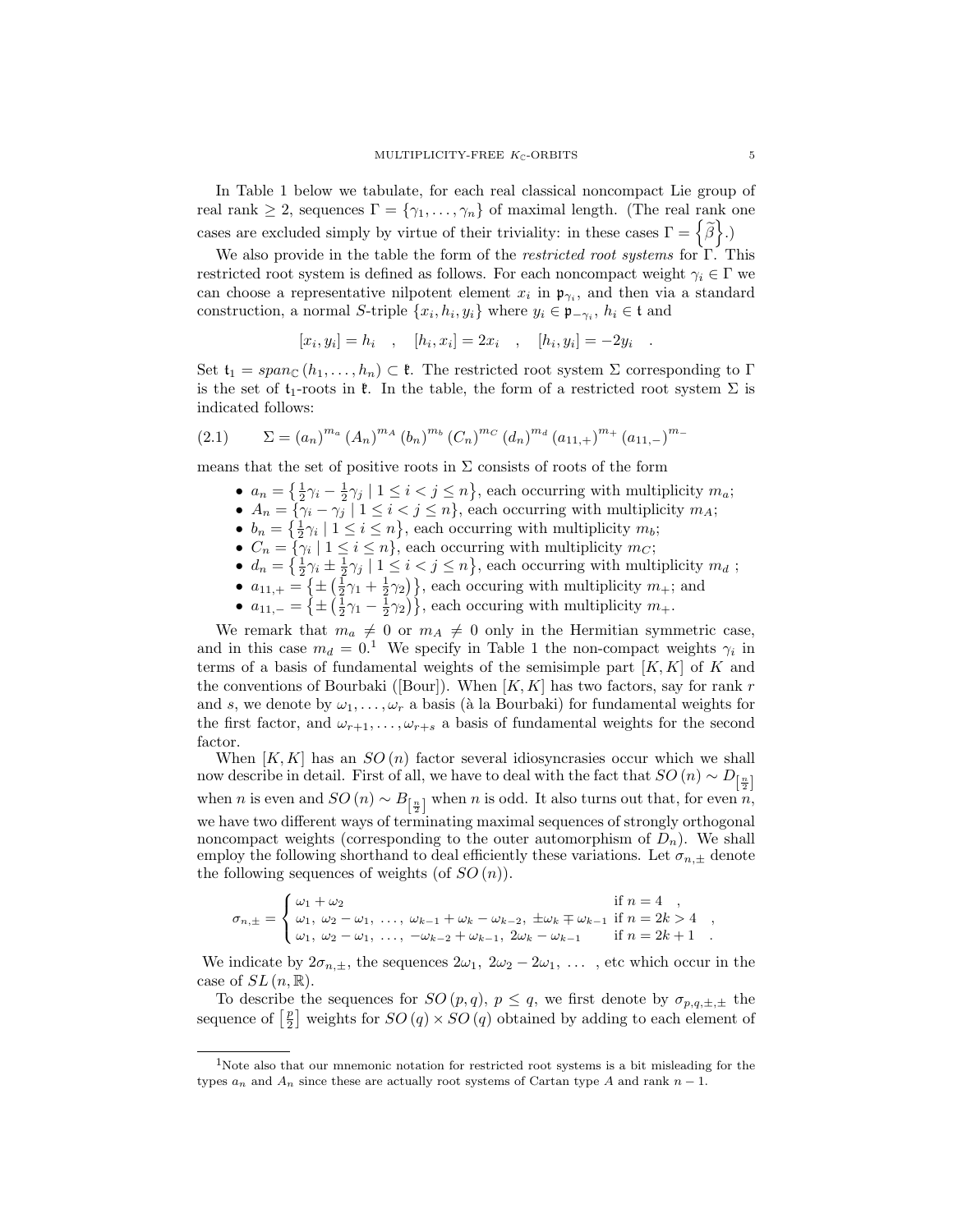In Table 1 below we tabulate, for each real classical noncompact Lie group of real rank $\geq 2$, sequences $\Gamma = \{\gamma_1, \ldots, \gamma_n\}$ of maximal length. (The real rank one cases are excluded simply by virtue of their triviality: in these cases $\Gamma = \left\{\widetilde{\beta}\right\}$.)

We also provide in the table the form of the *restricted root systems* for $\Gamma$. This restricted root system is defined as follows. For each noncompact weight $\gamma_i \in \Gamma$ we can choose a representative nilpotent element $x_i$ in $\mathfrak{p}_{\gamma_i}$, and then via a standard construction, a normal $S$-triple $\{x_i, h_i, y_i\}$ where $y_i \in \mathfrak{p}_{-\gamma_i}$, $h_i \in \mathfrak{t}$ and

$$[x_i, y_i] = h_i \quad , \quad [h_i, x_i] = 2x_i \quad , \quad [h_i, y_i] = -2y_i \quad .$$

Set $\mathfrak{t}_1 = span_{\mathbb{C}}(h_1, \ldots, h_n) \subset \mathfrak{k}$. The restricted root system $\Sigma$ corresponding to $\Gamma$ is the set of $\mathfrak{t}_1$-roots in $\mathfrak{k}$. In the table, the form of a restricted root system $\Sigma$ is indicated follows:

$$\Sigma = (a_n)^{m_a} (A_n)^{m_A} (b_n)^{m_b} (C_n)^{m_C} (d_n)^{m_d} (a_{11,+})^{m_+} (a_{11,-})^{m_-} \tag{2.1}$$

means that the set of positive roots in $\Sigma$ consists of roots of the form

- $a_n = \left\{\frac{1}{2}\gamma_i - \frac{1}{2}\gamma_j \mid 1 \leq i < j \leq n\right\}$, each occurring with multiplicity $m_a$;
- $A_n = \{\gamma_i - \gamma_j \mid 1 \leq i < j \leq n\}$, each occurring with multiplicity $m_A$;
- $b_n = \left\{\frac{1}{2}\gamma_i \mid 1 \leq i \leq n\right\}$, each occurring with multiplicity $m_b$;
- $C_n = \{\gamma_i \mid 1 \leq i \leq n\}$, each occurring with multiplicity $m_C$;
- $d_n = \left\{\frac{1}{2}\gamma_i \pm \frac{1}{2}\gamma_j \mid 1 \leq i < j \leq n\right\}$, each occurring with multiplicity $m_d$ ;
- $a_{11,+} = \left\{\pm\left(\frac{1}{2}\gamma_1 + \frac{1}{2}\gamma_2\right)\right\}$, each occuring with multiplicity $m_+$; and
- $a_{11,-} = \left\{\pm\left(\frac{1}{2}\gamma_1 - \frac{1}{2}\gamma_2\right)\right\}$, each occuring with multiplicity $m_+$.

We remark that $m_a \neq 0$ or $m_A \neq 0$ only in the Hermitian symmetric case, and in this case $m_d = 0$.[1] We specify in Table 1 the non-compact weights $\gamma_i$ in terms of a basis of fundamental weights of the semisimple part $[K, K]$ of $K$ and the conventions of Bourbaki ([Bour]). When $[K, K]$ has two factors, say for rank $r$ and $s$, we denote by $\omega_1, \ldots, \omega_r$ a basis (à la Bourbaki) for fundamental weights for the first factor, and $\omega_{r+1}, \ldots, \omega_{r+s}$ a basis of fundamental weights for the second factor.

When $[K, K]$ has an $SO(n)$ factor several idiosyncrasies occur which we shall now describe in detail. First of all, we have to deal with the fact that $SO(n) \sim D_{\left[\frac{n}{2}\right]}$ when $n$ is even and $SO(n) \sim B_{\left[\frac{n}{2}\right]}$ when $n$ is odd. It also turns out that, for even $n$, we have two different ways of terminating maximal sequences of strongly orthogonal noncompact weights (corresponding to the outer automorphism of $D_n$). We shall employ the following shorthand to deal efficiently these variations. Let $\sigma_{n,\pm}$ denote the following sequences of weights (of $SO(n)$).

$$\sigma_{n,\pm} = \begin{cases} \omega_1 + \omega_2 & \text{if } n = 4 \quad , \\ \omega_1,\ \omega_2 - \omega_1,\ \ldots,\ \omega_{k-1} + \omega_k - \omega_{k-2},\ \pm\omega_k \mp \omega_{k-1} & \text{if } n = 2k > 4 \quad , \\ \omega_1,\ \omega_2 - \omega_1,\ \ldots,\ -\omega_{k-2} + \omega_{k-1},\ 2\omega_k - \omega_{k-1} & \text{if } n = 2k+1 \quad . \end{cases}$$

We indicate by $2\sigma_{n,\pm}$, the sequences $2\omega_1,\ 2\omega_2 - 2\omega_1,\ \ldots$ , etc which occur in the case of $SL(n, \mathbb{R})$.

To describe the sequences for $SO(p, q)$, $p \leq q$, we first denote by $\sigma_{p,q,\pm,\pm}$ the sequence of $\left[\frac{p}{2}\right]$ weights for $SO(q) \times SO(q)$ obtained by adding to each element of

[1] Note also that our mnemonic notation for restricted root systems is a bit misleading for the types $a_n$ and $A_n$ since these are actually root systems of Cartan type $A$ and rank $n - 1$.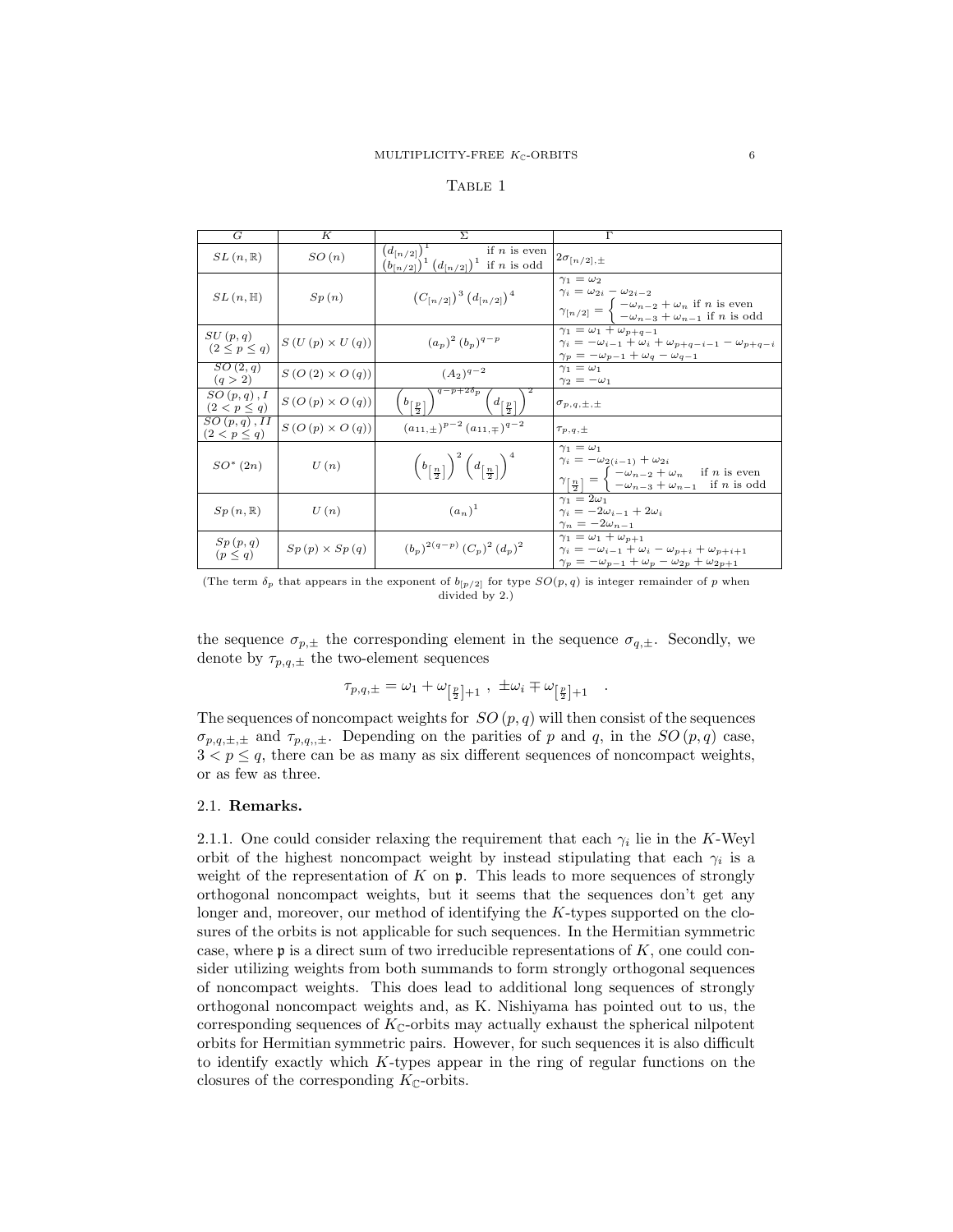Table 1

| $G$ | $K$ | $\Sigma$ | $\Gamma$ |
|---|---|---|---|
| $SL(n,\mathbb{R})$ | $SO(n)$ | $\left(d_{[n/2]}\right)^1$ if $n$ is even; $\left(b_{[n/2]}\right)^1\left(d_{[n/2]}\right)^1$ if $n$ is odd | $2\sigma_{[n/2],\pm}$ |
| $SL(n,\mathbb{H})$ | $Sp(n)$ | $\left(C_{[n/2]}\right)^3\left(d_{[n/2]}\right)^4$ | $\gamma_1=\omega_2$; $\gamma_i=\omega_{2i}-\omega_{2i-2}$; $\gamma_{[n/2]}=\begin{cases}-\omega_{n-2}+\omega_n & \text{if } n \text{ is even}\\ -\omega_{n-3}+\omega_{n-1} & \text{if } n \text{ is odd}\end{cases}$ |
| $SU(p,q)$ $(2\le p\le q)$ | $S(U(p)\times U(q))$ | $(a_p)^2\,(b_p)^{q-p}$ | $\gamma_1=\omega_1+\omega_{p+q-1}$; $\gamma_i=-\omega_{i-1}+\omega_i+\omega_{p+q-i-1}-\omega_{p+q-i}$; $\gamma_p=-\omega_{p-1}+\omega_q-\omega_{q-1}$ |
| $SO(2,q)$ $(q>2)$ | $S(O(2)\times O(q))$ | $(A_2)^{q-2}$ | $\gamma_1=\omega_1$; $\gamma_2=-\omega_1$ |
| $SO(p,q),I$ $(2<p\le q)$ | $S(O(p)\times O(q))$ | $\left(b_{\left[\frac{p}{2}\right]}\right)^{q-p+2\delta_p}\left(d_{\left[\frac{p}{2}\right]}\right)^2$ | $\sigma_{p,q,\pm,\pm}$ |
| $SO(p,q),II$ $(2<p\le q)$ | $S(O(p)\times O(q))$ | $(a_{11,\pm})^{p-2}\,(a_{11,\mp})^{q-2}$ | $\tau_{p,q,\pm}$ |
| $SO^*(2n)$ | $U(n)$ | $\left(b_{\left[\frac{n}{2}\right]}\right)^2\left(d_{\left[\frac{n}{2}\right]}\right)^4$ | $\gamma_1=\omega_1$; $\gamma_i=-\omega_{2(i-1)}+\omega_{2i}$; $\gamma_{\left[\frac{n}{2}\right]}=\begin{cases}-\omega_{n-2}+\omega_n & \text{if } n \text{ is even}\\ -\omega_{n-3}+\omega_{n-1} & \text{if } n \text{ is odd}\end{cases}$ |
| $Sp(n,\mathbb{R})$ | $U(n)$ | $(a_n)^1$ | $\gamma_1=2\omega_1$; $\gamma_i=-2\omega_{i-1}+2\omega_i$; $\gamma_n=-2\omega_{n-1}$ |
| $Sp(p,q)$ $(p\le q)$ | $Sp(p)\times Sp(q)$ | $(b_p)^{2(q-p)}\,(C_p)^2\,(d_p)^2$ | $\gamma_1=\omega_1+\omega_{p+1}$; $\gamma_i=-\omega_{i-1}+\omega_i-\omega_{p+i}+\omega_{p+i+1}$; $\gamma_p=-\omega_{p-1}+\omega_p-\omega_{2p}+\omega_{2p+1}$ |

(The term $\delta_p$ that appears in the exponent of $b_{[p/2]}$ for type $SO(p,q)$ is integer remainder of $p$ when divided by 2.)

the sequence $\sigma_{p,\pm}$ the corresponding element in the sequence $\sigma_{q,\pm}$. Secondly, we denote by $\tau_{p,q,\pm}$ the two-element sequences

$$\tau_{p,q,\pm}=\omega_1+\omega_{\left[\frac{p}{2}\right]+1}\ ,\ \pm\omega_i\mp\omega_{\left[\frac{p}{2}\right]+1}\quad .$$

The sequences of noncompact weights for $SO(p,q)$ will then consist of the sequences $\sigma_{p,q,\pm,\pm}$ and $\tau_{p,q,,\pm}$. Depending on the parities of $p$ and $q$, in the $SO(p,q)$ case, $3<p\le q$, there can be as many as six different sequences of noncompact weights, or as few as three.

## 2.1. Remarks.

2.1.1. One could consider relaxing the requirement that each $\gamma_i$ lie in the $K$-Weyl orbit of the highest noncompact weight by instead stipulating that each $\gamma_i$ is a weight of the representation of $K$ on $\mathfrak{p}$. This leads to more sequences of strongly orthogonal noncompact weights, but it seems that the sequences don't get any longer and, moreover, our method of identifying the $K$-types supported on the closures of the orbits is not applicable for such sequences. In the Hermitian symmetric case, where $\mathfrak{p}$ is a direct sum of two irreducible representations of $K$, one could consider utilizing weights from both summands to form strongly orthogonal sequences of noncompact weights. This does lead to additional long sequences of strongly orthogonal noncompact weights and, as K. Nishiyama has pointed out to us, the corresponding sequences of $K_{\mathbb{C}}$-orbits may actually exhaust the spherical nilpotent orbits for Hermitian symmetric pairs. However, for such sequences it is also difficult to identify exactly which $K$-types appear in the ring of regular functions on the closures of the corresponding $K_{\mathbb{C}}$-orbits.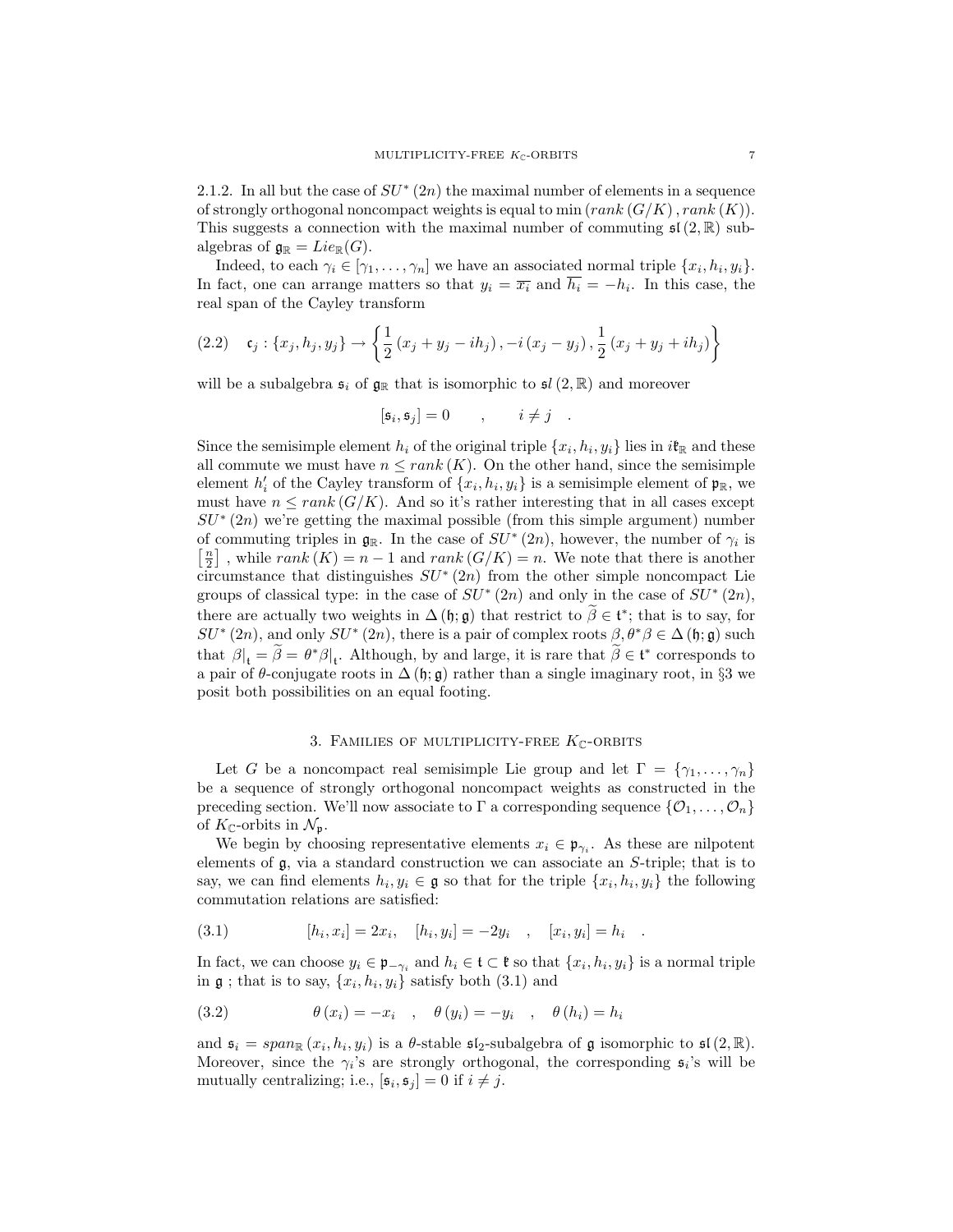2.1.2. In all but the case of $SU^*(2n)$ the maximal number of elements in a sequence of strongly orthogonal noncompact weights is equal to $\min(rank(G/K), rank(K))$. This suggests a connection with the maximal number of commuting $\mathfrak{sl}(2,\mathbb{R})$ subalgebras of $\mathfrak{g}_{\mathbb{R}} = Lie_{\mathbb{R}}(G)$.

Indeed, to each $\gamma_i \in [\gamma_1, \ldots, \gamma_n]$ we have an associated normal triple $\{x_i, h_i, y_i\}$. In fact, one can arrange matters so that $y_i = \overline{x_i}$ and $\overline{h_i} = -h_i$. In this case, the real span of the Cayley transform

$$\mathfrak{c}_j : \{x_j, h_j, y_j\} \to \left\{ \frac{1}{2}(x_j + y_j - ih_j), -i(x_j - y_j), \frac{1}{2}(x_j + y_j + ih_j) \right\} \tag{2.2}$$

will be a subalgebra $\mathfrak{s}_i$ of $\mathfrak{g}_{\mathbb{R}}$ that is isomorphic to $\mathfrak{sl}(2,\mathbb{R})$ and moreover

$$[\mathfrak{s}_i, \mathfrak{s}_j] = 0 \qquad , \qquad i \neq j \quad .$$

Since the semisimple element $h_i$ of the original triple $\{x_i, h_i, y_i\}$ lies in $i\mathfrak{k}_{\mathbb{R}}$ and these all commute we must have $n \leq rank(K)$. On the other hand, since the semisimple element $h_i'$ of the Cayley transform of $\{x_i, h_i, y_i\}$ is a semisimple element of $\mathfrak{p}_{\mathbb{R}}$, we must have $n \leq rank(G/K)$. And so it's rather interesting that in all cases except $SU^*(2n)$ we're getting the maximal possible (from this simple argument) number of commuting triples in $\mathfrak{g}_{\mathbb{R}}$. In the case of $SU^*(2n)$, however, the number of $\gamma_i$ is $\left[\frac{n}{2}\right]$ , while $rank(K) = n-1$ and $rank(G/K) = n$. We note that there is another circumstance that distinguishes $SU^*(2n)$ from the other simple noncompact Lie groups of classical type: in the case of $SU^*(2n)$ and only in the case of $SU^*(2n)$, there are actually two weights in $\Delta(\mathfrak{h};\mathfrak{g})$ that restrict to $\widetilde{\beta} \in \mathfrak{t}^*$; that is to say, for $SU^*(2n)$, and only $SU^*(2n)$, there is a pair of complex roots $\beta, \theta^*\beta \in \Delta(\mathfrak{h};\mathfrak{g})$ such that $\beta|_{\mathfrak{t}} = \widetilde{\beta} = \theta^*\beta|_{\mathfrak{t}}$. Although, by and large, it is rare that $\widetilde{\beta} \in \mathfrak{t}^*$ corresponds to a pair of $\theta$-conjugate roots in $\Delta(\mathfrak{h};\mathfrak{g})$ rather than a single imaginary root, in §3 we posit both possibilities on an equal footing.

## 3. Families of multiplicity-free $K_{\mathbb{C}}$-orbits

Let $G$ be a noncompact real semisimple Lie group and let $\Gamma = \{\gamma_1, \ldots, \gamma_n\}$ be a sequence of strongly orthogonal noncompact weights as constructed in the preceding section. We'll now associate to $\Gamma$ a corresponding sequence $\{\mathcal{O}_1, \ldots, \mathcal{O}_n\}$ of $K_{\mathbb{C}}$-orbits in $\mathcal{N}_{\mathfrak{p}}$.

We begin by choosing representative elements $x_i \in \mathfrak{p}_{\gamma_i}$. As these are nilpotent elements of $\mathfrak{g}$, via a standard construction we can associate an $S$-triple; that is to say, we can find elements $h_i, y_i \in \mathfrak{g}$ so that for the triple $\{x_i, h_i, y_i\}$ the following commutation relations are satisfied:

$$[h_i, x_i] = 2x_i, \quad [h_i, y_i] = -2y_i \quad , \quad [x_i, y_i] = h_i \quad . \tag{3.1}$$

In fact, we can choose $y_i \in \mathfrak{p}_{-\gamma_i}$ and $h_i \in \mathfrak{t} \subset \mathfrak{k}$ so that $\{x_i, h_i, y_i\}$ is a normal triple in $\mathfrak{g}$ ; that is to say, $\{x_i, h_i, y_i\}$ satisfy both (3.1) and

$$\theta(x_i) = -x_i \quad , \quad \theta(y_i) = -y_i \quad , \quad \theta(h_i) = h_i \tag{3.2}$$

and $\mathfrak{s}_i = span_{\mathbb{R}}(x_i, h_i, y_i)$ is a $\theta$-stable $\mathfrak{sl}_2$-subalgebra of $\mathfrak{g}$ isomorphic to $\mathfrak{sl}(2,\mathbb{R})$. Moreover, since the $\gamma_i$'s are strongly orthogonal, the corresponding $\mathfrak{s}_i$'s will be mutually centralizing; i.e., $[\mathfrak{s}_i, \mathfrak{s}_j] = 0$ if $i \neq j$.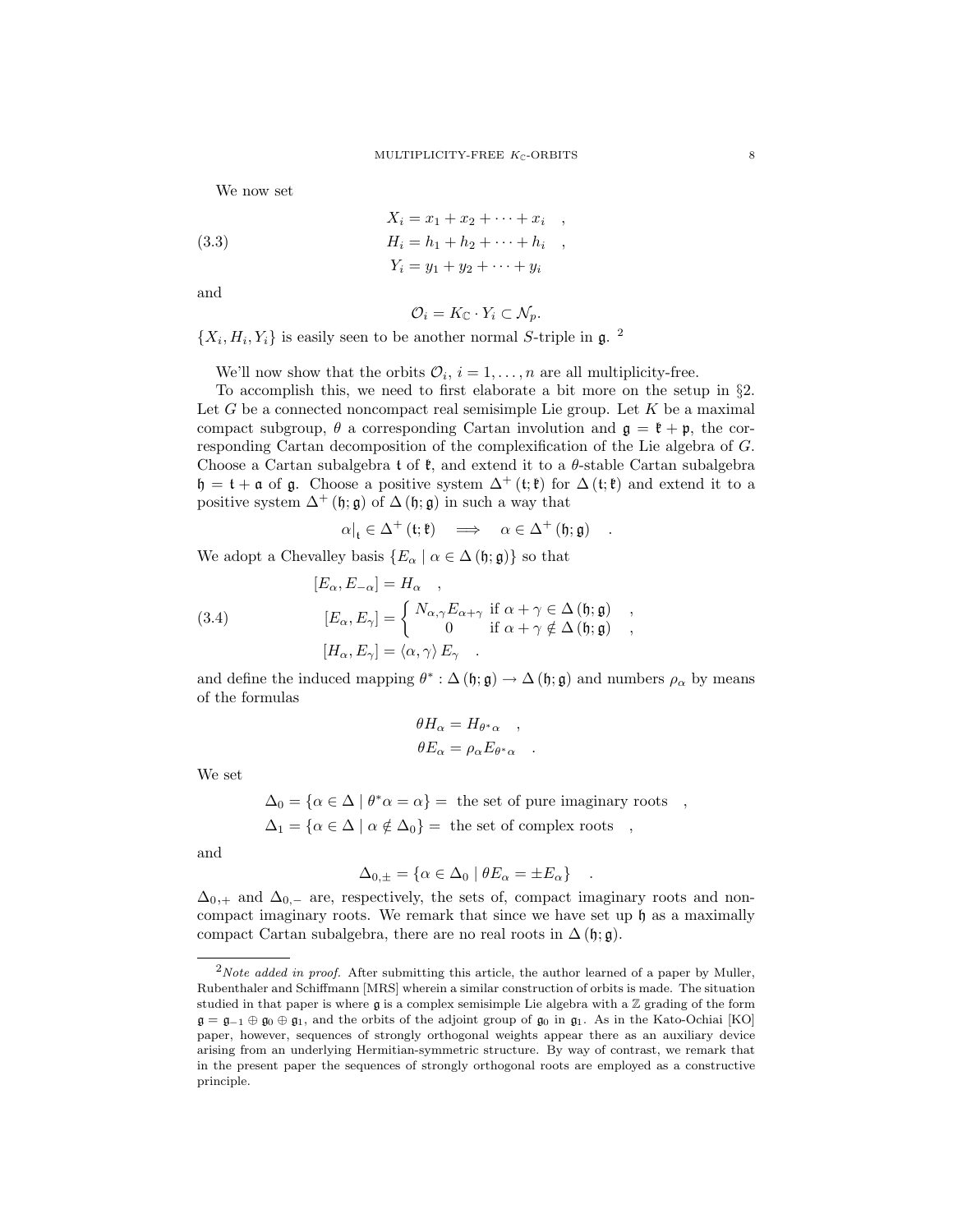We now set

$$
\begin{aligned}
X_i &= x_1 + x_2 + \cdots + x_i \quad , \\
H_i &= h_1 + h_2 + \cdots + h_i \quad , \\
Y_i &= y_1 + y_2 + \cdots + y_i
\end{aligned}
\tag{3.3}
$$

and

$$
\mathcal{O}_i = K_{\mathbb{C}} \cdot Y_i \subset \mathcal{N}_{\mathfrak{p}}.
$$

$\{X_i, H_i, Y_i\}$ is easily seen to be another normal $S$-triple in $\mathfrak{g}$. [2]

We'll now show that the orbits $\mathcal{O}_i$, $i = 1, \ldots, n$ are all multiplicity-free.

To accomplish this, we need to first elaborate a bit more on the setup in §2. Let $G$ be a connected noncompact real semisimple Lie group. Let $K$ be a maximal compact subgroup, $\theta$ a corresponding Cartan involution and $\mathfrak{g} = \mathfrak{k} + \mathfrak{p}$, the corresponding Cartan decomposition of the complexification of the Lie algebra of $G$. Choose a Cartan subalgebra $\mathfrak{t}$ of $\mathfrak{k}$, and extend it to a $\theta$-stable Cartan subalgebra $\mathfrak{h} = \mathfrak{t} + \mathfrak{a}$ of $\mathfrak{g}$. Choose a positive system $\Delta^+(\mathfrak{t};\mathfrak{k})$ for $\Delta(\mathfrak{t};\mathfrak{k})$ and extend it to a positive system $\Delta^+(\mathfrak{h};\mathfrak{g})$ of $\Delta(\mathfrak{h};\mathfrak{g})$ in such a way that

$$
\left.\alpha\right|_{\mathfrak{t}} \in \Delta^+(\mathfrak{t};\mathfrak{k}) \quad \Longrightarrow \quad \alpha \in \Delta^+(\mathfrak{h};\mathfrak{g}) \quad .
$$

We adopt a Chevalley basis $\{E_\alpha \mid \alpha \in \Delta(\mathfrak{h};\mathfrak{g})\}$ so that

$$
\begin{aligned}
{[E_\alpha, E_{-\alpha}]} &= H_\alpha \quad , \\
{[E_\alpha, E_\gamma]} &= \begin{cases} N_{\alpha,\gamma} E_{\alpha+\gamma} & \text{if } \alpha+\gamma \in \Delta(\mathfrak{h};\mathfrak{g}) \\ 0 & \text{if } \alpha+\gamma \notin \Delta(\mathfrak{h};\mathfrak{g}) \end{cases} \quad , \\
{[H_\alpha, E_\gamma]} &= \langle \alpha, \gamma \rangle E_\gamma \quad .
\end{aligned}
\tag{3.4}
$$

and define the induced mapping $\theta^* : \Delta(\mathfrak{h};\mathfrak{g}) \to \Delta(\mathfrak{h};\mathfrak{g})$ and numbers $\rho_\alpha$ by means of the formulas

$$
\begin{aligned}
\theta H_\alpha &= H_{\theta^*\alpha} \quad , \\
\theta E_\alpha &= \rho_\alpha E_{\theta^*\alpha} \quad .
\end{aligned}
$$

We set

$$
\begin{aligned}
\Delta_0 &= \{\alpha \in \Delta \mid \theta^*\alpha = \alpha\} = \text{ the set of pure imaginary roots} \quad , \\
\Delta_1 &= \{\alpha \in \Delta \mid \alpha \notin \Delta_0\} = \text{ the set of complex roots} \quad ,
\end{aligned}
$$

and

$$
\Delta_{0,\pm} = \{\alpha \in \Delta_0 \mid \theta E_\alpha = \pm E_\alpha\} \quad .
$$

$\Delta_{0,+}$ and $\Delta_{0,-}$ are, respectively, the sets of, compact imaginary roots and noncompact imaginary roots. We remark that since we have set up $\mathfrak{h}$ as a maximally compact Cartan subalgebra, there are no real roots in $\Delta(\mathfrak{h};\mathfrak{g})$.

---

[2] *Note added in proof.* After submitting this article, the author learned of a paper by Muller, Rubenthaler and Schiffmann [MRS] wherein a similar construction of orbits is made. The situation studied in that paper is where $\mathfrak{g}$ is a complex semisimple Lie algebra with a $\mathbb{Z}$ grading of the form $\mathfrak{g} = \mathfrak{g}_{-1} \oplus \mathfrak{g}_0 \oplus \mathfrak{g}_1$, and the orbits of the adjoint group of $\mathfrak{g}_0$ in $\mathfrak{g}_1$. As in the Kato-Ochiai [KO] paper, however, sequences of strongly orthogonal weights appear there as an auxiliary device arising from an underlying Hermitian-symmetric structure. By way of contrast, we remark that in the present paper the sequences of strongly orthogonal roots are employed as a constructive principle.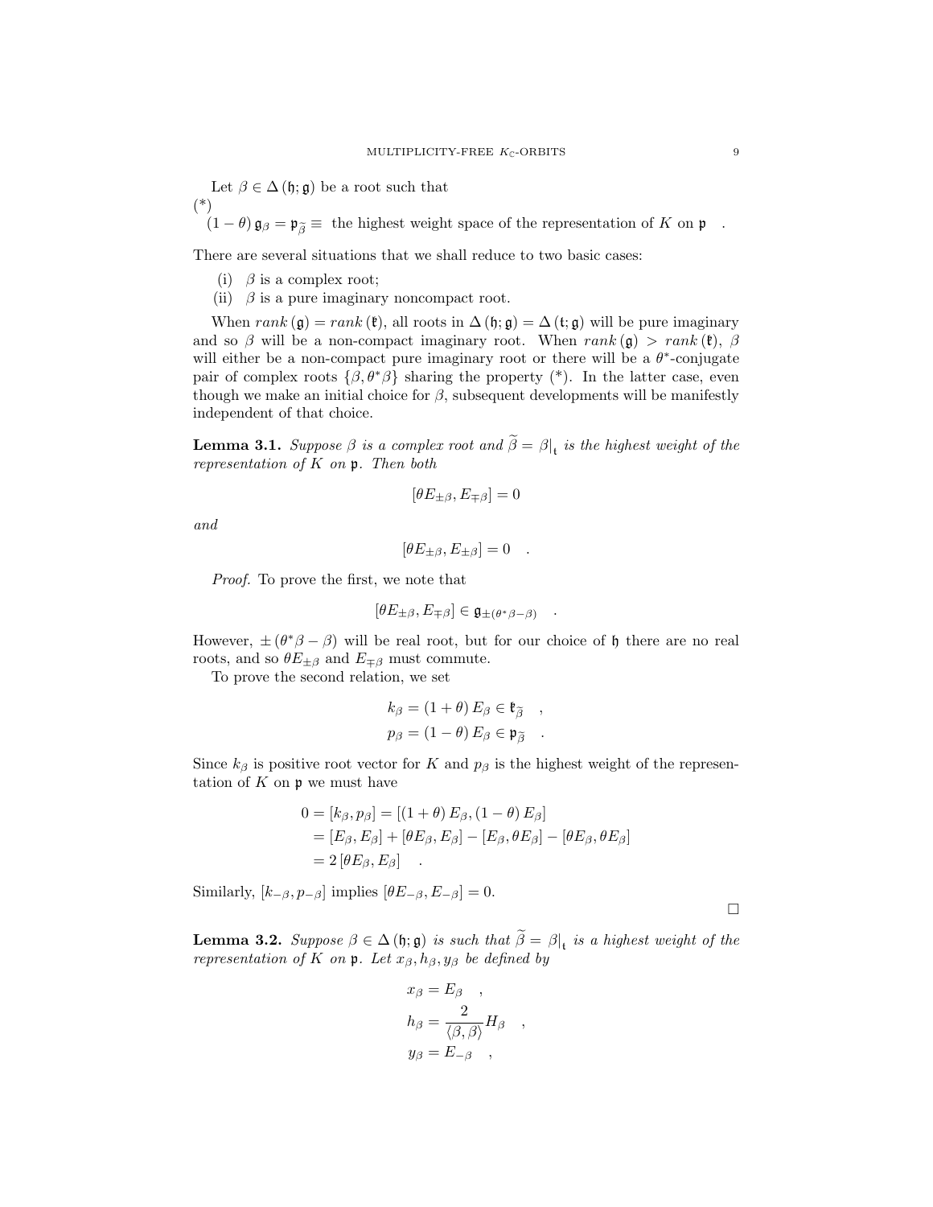Let $\beta \in \Delta(\mathfrak{h};\mathfrak{g})$ be a root such that
(*)

$$(1-\theta)\,\mathfrak{g}_\beta = \mathfrak{p}_{\widetilde{\beta}} \equiv \text{ the highest weight space of the representation of } K \text{ on } \mathfrak{p} \quad .$$

There are several situations that we shall reduce to two basic cases:

(i) $\beta$ is a complex root;
(ii) $\beta$ is a pure imaginary noncompact root.

When $rank(\mathfrak{g}) = rank(\mathfrak{k})$, all roots in $\Delta(\mathfrak{h};\mathfrak{g}) = \Delta(\mathfrak{t};\mathfrak{g})$ will be pure imaginary and so $\beta$ will be a non-compact imaginary root. When $rank(\mathfrak{g}) > rank(\mathfrak{k})$, $\beta$ will either be a non-compact pure imaginary root or there will be a $\theta^*$-conjugate pair of complex roots $\{\beta, \theta^*\beta\}$ sharing the property (*). In the latter case, even though we make an initial choice for $\beta$, subsequent developments will be manifestly independent of that choice.

**Lemma 3.1.** *Suppose $\beta$ is a complex root and $\widetilde{\beta} = \beta|_{\mathfrak{t}}$ is the highest weight of the representation of $K$ on $\mathfrak{p}$. Then both*

$$[\theta E_{\pm\beta}, E_{\mp\beta}] = 0$$

*and*

$$[\theta E_{\pm\beta}, E_{\pm\beta}] = 0 \quad .$$

*Proof.* To prove the first, we note that

$$[\theta E_{\pm\beta}, E_{\mp\beta}] \in \mathfrak{g}_{\pm(\theta^*\beta - \beta)} \quad .$$

However, $\pm(\theta^*\beta - \beta)$ will be real root, but for our choice of $\mathfrak{h}$ there are no real roots, and so $\theta E_{\pm\beta}$ and $E_{\mp\beta}$ must commute.

To prove the second relation, we set

$$\begin{aligned} k_\beta &= (1+\theta)\,E_\beta \in \mathfrak{k}_{\widetilde{\beta}} \quad , \\ p_\beta &= (1-\theta)\,E_\beta \in \mathfrak{p}_{\widetilde{\beta}} \quad . \end{aligned}$$

Since $k_\beta$ is positive root vector for $K$ and $p_\beta$ is the highest weight of the representation of $K$ on $\mathfrak{p}$ we must have

$$\begin{aligned} 0 = [k_\beta, p_\beta] &= [(1+\theta)\,E_\beta, (1-\theta)\,E_\beta] \\ &= [E_\beta, E_\beta] + [\theta E_\beta, E_\beta] - [E_\beta, \theta E_\beta] - [\theta E_\beta, \theta E_\beta] \\ &= 2\,[\theta E_\beta, E_\beta] \quad . \end{aligned}$$

Similarly, $[k_{-\beta}, p_{-\beta}]$ implies $[\theta E_{-\beta}, E_{-\beta}] = 0$. $\square$

**Lemma 3.2.** *Suppose $\beta \in \Delta(\mathfrak{h};\mathfrak{g})$ is such that $\widetilde{\beta} = \beta|_{\mathfrak{t}}$ is a highest weight of the representation of $K$ on $\mathfrak{p}$. Let $x_\beta, h_\beta, y_\beta$ be defined by*

$$\begin{aligned} x_\beta &= E_\beta \quad , \\ h_\beta &= \frac{2}{\langle \beta, \beta \rangle} H_\beta \quad , \\ y_\beta &= E_{-\beta} \quad , \end{aligned}$$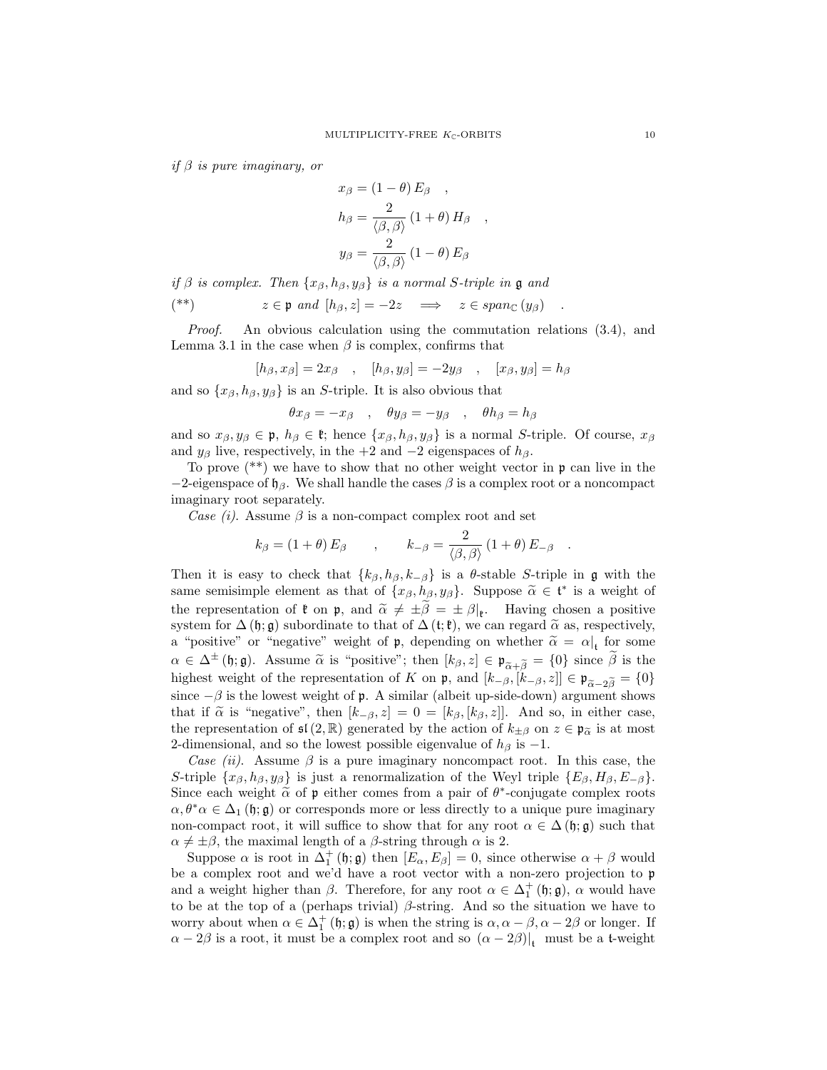*if $\beta$ is pure imaginary, or*

$$
\begin{aligned}
x_\beta &= (1-\theta)\, E_\beta \quad , \\
h_\beta &= \frac{2}{\langle \beta, \beta \rangle} (1+\theta)\, H_\beta \quad , \\
y_\beta &= \frac{2}{\langle \beta, \beta \rangle} (1-\theta)\, E_\beta
\end{aligned}
$$

*if $\beta$ is complex. Then $\{x_\beta, h_\beta, y_\beta\}$ is a normal $S$-triple in $\mathfrak{g}$ and*

$$
(^{**}) \qquad z \in \mathfrak{p} \text{ and } [h_\beta, z] = -2z \quad \Longrightarrow \quad z \in span_{\mathbb{C}}(y_\beta) \quad .
$$

*Proof.* An obvious calculation using the commutation relations (3.4), and Lemma 3.1 in the case when $\beta$ is complex, confirms that

$$
[h_\beta, x_\beta] = 2x_\beta \quad , \quad [h_\beta, y_\beta] = -2y_\beta \quad , \quad [x_\beta, y_\beta] = h_\beta
$$

and so $\{x_\beta, h_\beta, y_\beta\}$ is an $S$-triple. It is also obvious that

$$
\theta x_\beta = -x_\beta \quad , \quad \theta y_\beta = -y_\beta \quad , \quad \theta h_\beta = h_\beta
$$

and so $x_\beta, y_\beta \in \mathfrak{p}$, $h_\beta \in \mathfrak{k}$; hence $\{x_\beta, h_\beta, y_\beta\}$ is a normal $S$-triple. Of course, $x_\beta$ and $y_\beta$ live, respectively, in the $+2$ and $-2$ eigenspaces of $h_\beta$.

To prove (\*\*) we have to show that no other weight vector in $\mathfrak{p}$ can live in the $-2$-eigenspace of $\mathfrak{h}_\beta$. We shall handle the cases $\beta$ is a complex root or a noncompact imaginary root separately.

*Case (i).* Assume $\beta$ is a non-compact complex root and set

$$
k_\beta = (1+\theta)\, E_\beta \qquad , \qquad k_{-\beta} = \frac{2}{\langle \beta, \beta \rangle} (1+\theta)\, E_{-\beta} \quad .
$$

Then it is easy to check that $\{k_\beta, h_\beta, k_{-\beta}\}$ is a $\theta$-stable $S$-triple in $\mathfrak{g}$ with the same semisimple element as that of $\{x_\beta, h_\beta, y_\beta\}$. Suppose $\widetilde{\alpha} \in \mathfrak{t}^*$ is a weight of the representation of $\mathfrak{k}$ on $\mathfrak{p}$, and $\widetilde{\alpha} \neq \pm\widetilde{\beta} = \pm\, \beta|_{\mathfrak{k}}$. Having chosen a positive system for $\Delta(\mathfrak{h};\mathfrak{g})$ subordinate to that of $\Delta(\mathfrak{t};\mathfrak{k})$, we can regard $\widetilde{\alpha}$ as, respectively, a "positive" or "negative" weight of $\mathfrak{p}$, depending on whether $\widetilde{\alpha} = \alpha|_{\mathfrak{t}}$ for some $\alpha \in \Delta^{\pm}(\mathfrak{h};\mathfrak{g})$. Assume $\widetilde{\alpha}$ is "positive"; then $[k_\beta, z] \in \mathfrak{p}_{\widetilde{\alpha}+\widetilde{\beta}} = \{0\}$ since $\widetilde{\beta}$ is the highest weight of the representation of $K$ on $\mathfrak{p}$, and $[k_{-\beta}, [k_{-\beta}, z]] \in \mathfrak{p}_{\widetilde{\alpha}-2\widetilde{\beta}} = \{0\}$ since $-\beta$ is the lowest weight of $\mathfrak{p}$. A similar (albeit up-side-down) argument shows that if $\widetilde{\alpha}$ is "negative", then $[k_{-\beta}, z] = 0 = [k_\beta, [k_\beta, z]]$. And so, in either case, the representation of $\mathfrak{sl}(2,\mathbb{R})$ generated by the action of $k_{\pm\beta}$ on $z \in \mathfrak{p}_{\widetilde{\alpha}}$ is at most 2-dimensional, and so the lowest possible eigenvalue of $h_\beta$ is $-1$.

*Case (ii).* Assume $\beta$ is a pure imaginary noncompact root. In this case, the $S$-triple $\{x_\beta, h_\beta, y_\beta\}$ is just a renormalization of the Weyl triple $\{E_\beta, H_\beta, E_{-\beta}\}$. Since each weight $\widetilde{\alpha}$ of $\mathfrak{p}$ either comes from a pair of $\theta^*$-conjugate complex roots $\alpha, \theta^*\alpha \in \Delta_1(\mathfrak{h};\mathfrak{g})$ or corresponds more or less directly to a unique pure imaginary non-compact root, it will suffice to show that for any root $\alpha \in \Delta(\mathfrak{h};\mathfrak{g})$ such that $\alpha \neq \pm\beta$, the maximal length of a $\beta$-string through $\alpha$ is 2.

Suppose $\alpha$ is root in $\Delta_1^+(\mathfrak{h};\mathfrak{g})$ then $[E_\alpha, E_\beta] = 0$, since otherwise $\alpha + \beta$ would be a complex root and we'd have a root vector with a non-zero projection to $\mathfrak{p}$ and a weight higher than $\beta$. Therefore, for any root $\alpha \in \Delta_1^+(\mathfrak{h};\mathfrak{g})$, $\alpha$ would have to be at the top of a (perhaps trivial) $\beta$-string. And so the situation we have to worry about when $\alpha \in \Delta_1^+(\mathfrak{h};\mathfrak{g})$ is when the string is $\alpha, \alpha-\beta, \alpha-2\beta$ or longer. If $\alpha - 2\beta$ is a root, it must be a complex root and so $(\alpha - 2\beta)|_{\mathfrak{t}}$ must be a $\mathfrak{t}$-weight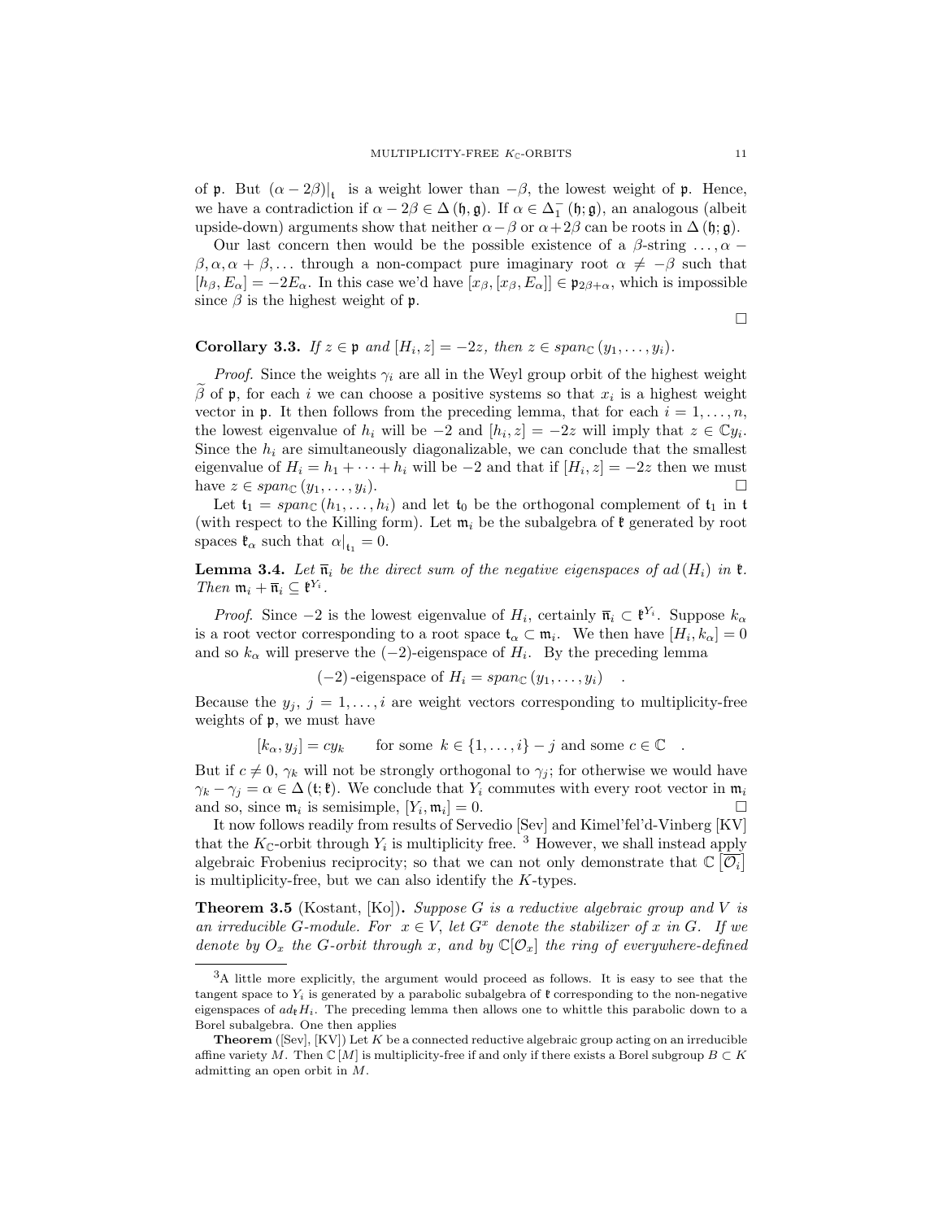of $\mathfrak{p}$. But $(\alpha - 2\beta)|_{\mathfrak{t}}$ is a weight lower than $-\beta$, the lowest weight of $\mathfrak{p}$. Hence, we have a contradiction if $\alpha - 2\beta \in \Delta(\mathfrak{h}, \mathfrak{g})$. If $\alpha \in \Delta_1^-(\mathfrak{h}; \mathfrak{g})$, an analogous (albeit upside-down) arguments show that neither $\alpha - \beta$ or $\alpha + 2\beta$ can be roots in $\Delta(\mathfrak{h}; \mathfrak{g})$.

Our last concern then would be the possible existence of a $\beta$-string $\ldots, \alpha - \beta, \alpha, \alpha + \beta, \ldots$ through a non-compact pure imaginary root $\alpha \neq -\beta$ such that $[h_\beta, E_\alpha] = -2E_\alpha$. In this case we'd have $[x_\beta, [x_\beta, E_\alpha]] \in \mathfrak{p}_{2\beta+\alpha}$, which is impossible since $\beta$ is the highest weight of $\mathfrak{p}$. □

**Corollary 3.3.** *If $z \in \mathfrak{p}$ and $[H_i, z] = -2z$, then $z \in span_{\mathbb{C}}(y_1, \ldots, y_i)$.*

*Proof.* Since the weights $\gamma_i$ are all in the Weyl group orbit of the highest weight $\widetilde{\beta}$ of $\mathfrak{p}$, for each $i$ we can choose a positive systems so that $x_i$ is a highest weight vector in $\mathfrak{p}$. It then follows from the preceding lemma, that for each $i = 1, \ldots, n$, the lowest eigenvalue of $h_i$ will be $-2$ and $[h_i, z] = -2z$ will imply that $z \in \mathbb{C}y_i$. Since the $h_i$ are simultaneously diagonalizable, we can conclude that the smallest eigenvalue of $H_i = h_1 + \cdots + h_i$ will be $-2$ and that if $[H_i, z] = -2z$ then we must have $z \in span_{\mathbb{C}}(y_1, \ldots, y_i)$. □

Let $\mathfrak{t}_1 = span_{\mathbb{C}}(h_1, \ldots, h_i)$ and let $\mathfrak{t}_0$ be the orthogonal complement of $\mathfrak{t}_1$ in $\mathfrak{t}$ (with respect to the Killing form). Let $\mathfrak{m}_i$ be the subalgebra of $\mathfrak{k}$ generated by root spaces $\mathfrak{k}_\alpha$ such that $\alpha|_{\mathfrak{t}_1} = 0$.

**Lemma 3.4.** *Let $\overline{\mathfrak{n}}_i$ be the direct sum of the negative eigenspaces of $ad(H_i)$ in $\mathfrak{k}$. Then $\mathfrak{m}_i + \overline{\mathfrak{n}}_i \subseteq \mathfrak{k}^{Y_i}$.*

*Proof.* Since $-2$ is the lowest eigenvalue of $H_i$, certainly $\overline{\mathfrak{n}}_i \subset \mathfrak{k}^{Y_i}$. Suppose $k_\alpha$ is a root vector corresponding to a root space $\mathfrak{t}_\alpha \subset \mathfrak{m}_i$. We then have $[H_i, k_\alpha] = 0$ and so $k_\alpha$ will preserve the $(-2)$-eigenspace of $H_i$. By the preceding lemma

$$(-2)\text{-eigenspace of } H_i = span_{\mathbb{C}}(y_1, \ldots, y_i) \quad .$$

Because the $y_j$, $j = 1, \ldots, i$ are weight vectors corresponding to multiplicity-free weights of $\mathfrak{p}$, we must have

$$[k_\alpha, y_j] = c y_k \qquad \text{for some } k \in \{1, \ldots, i\} - j \text{ and some } c \in \mathbb{C} \quad .$$

But if $c \neq 0$, $\gamma_k$ will not be strongly orthogonal to $\gamma_j$; for otherwise we would have $\gamma_k - \gamma_j = \alpha \in \Delta(\mathfrak{t}; \mathfrak{k})$. We conclude that $Y_i$ commutes with every root vector in $\mathfrak{m}_i$ and so, since $\mathfrak{m}_i$ is semisimple, $[Y_i, \mathfrak{m}_i] = 0$. □

It now follows readily from results of Servedio [Sev] and Kimel'fel'd-Vinberg [KV] that the $K_{\mathbb{C}}$-orbit through $Y_i$ is multiplicity free. [3] However, we shall instead apply algebraic Frobenius reciprocity; so that we can not only demonstrate that $\mathbb{C}\left[\overline{\mathcal{O}_i}\right]$ is multiplicity-free, but we can also identify the $K$-types.

**Theorem 3.5** (Kostant, [Ko])**.** *Suppose $G$ is a reductive algebraic group and $V$ is an irreducible $G$-module. For $x \in V$, let $G^x$ denote the stabilizer of $x$ in $G$. If we denote by $O_x$ the $G$-orbit through $x$, and by $\mathbb{C}[\mathcal{O}_x]$ the ring of everywhere-defined*

---

[3] A little more explicitly, the argument would proceed as follows. It is easy to see that the tangent space to $Y_i$ is generated by a parabolic subalgebra of $\mathfrak{k}$ corresponding to the non-negative eigenspaces of $ad_{\mathfrak{k}} H_i$. The preceding lemma then allows one to whittle this parabolic down to a Borel subalgebra. One then applies

**Theorem** ([Sev], [KV]) Let $K$ be a connected reductive algebraic group acting on an irreducible affine variety $M$. Then $\mathbb{C}[M]$ is multiplicity-free if and only if there exists a Borel subgroup $B \subset K$ admitting an open orbit in $M$.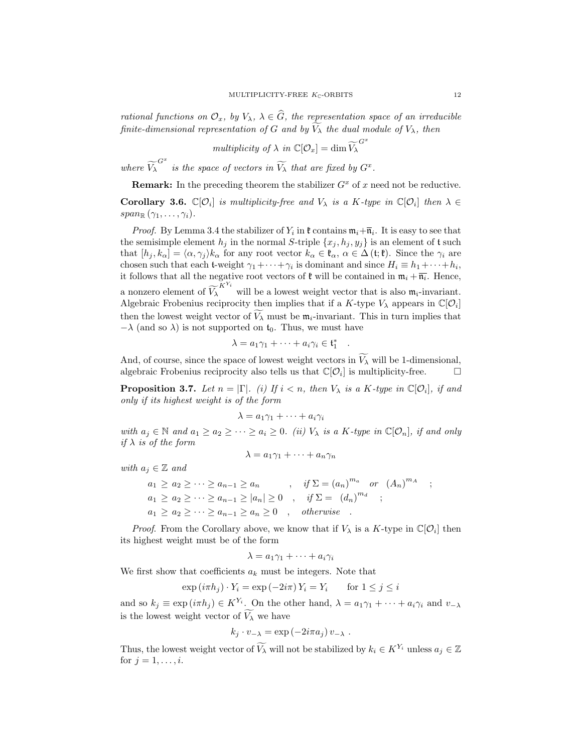*rational functions on $\mathcal{O}_x$, by $V_\lambda$, $\lambda \in \widehat{G}$, the representation space of an irreducible finite-dimensional representation of $G$ and by $\widetilde{V_\lambda}$ the dual module of $V_\lambda$, then*

$$\text{multiplicity of } \lambda \text{ in } \mathbb{C}[\mathcal{O}_x] = \dim \widetilde{V_\lambda}^{G^x}$$

*where $\widetilde{V_\lambda}^{G^x}$ is the space of vectors in $\widetilde{V_\lambda}$ that are fixed by $G^x$.*

**Remark:** In the preceding theorem the stabilizer $G^x$ of $x$ need not be reductive.

**Corollary 3.6.** *$\mathbb{C}[\mathcal{O}_i]$ is multiplicity-free and $V_\lambda$ is a $K$-type in $\mathbb{C}[\mathcal{O}_i]$ then $\lambda \in span_{\mathbb{R}}(\gamma_1, \ldots, \gamma_i)$.*

*Proof.* By Lemma 3.4 the stabilizer of $Y_i$ in $\mathfrak{k}$ contains $\mathfrak{m}_i + \overline{\mathfrak{n}}_i$. It is easy to see that the semisimple element $h_j$ in the normal $S$-triple $\{x_j, h_j, y_j\}$ is an element of $\mathfrak{t}$ such that $[h_j, k_\alpha] = \langle \alpha, \gamma_j \rangle k_\alpha$ for any root vector $k_\alpha \in \mathfrak{k}_\alpha$, $\alpha \in \Delta(\mathfrak{t}; \mathfrak{k})$. Since the $\gamma_i$ are chosen such that each $\mathfrak{t}$-weight $\gamma_1 + \cdots + \gamma_i$ is dominant and since $H_i \equiv h_1 + \cdots + h_i$, it follows that all the negative root vectors of $\mathfrak{k}$ will be contained in $\mathfrak{m}_i + \overline{\mathfrak{n}_i}$. Hence, a nonzero element of $\widetilde{V_\lambda}^{K^{Y_i}}$ will be a lowest weight vector that is also $\mathfrak{m}_{\mathfrak{i}}$-invariant. Algebraic Frobenius reciprocity then implies that if a $K$-type $V_\lambda$ appears in $\mathbb{C}[\mathcal{O}_i]$ then the lowest weight vector of $\widetilde{V_\lambda}$ must be $\mathfrak{m}_i$-invariant. This in turn implies that $-\lambda$ (and so $\lambda$) is not supported on $\mathfrak{t}_0$. Thus, we must have

$$\lambda = a_1\gamma_1 + \cdots + a_i\gamma_i \in \mathfrak{t}_1^* \quad .$$

And, of course, since the space of lowest weight vectors in $\widetilde{V_\lambda}$ will be 1-dimensional, algebraic Frobenius reciprocity also tells us that $\mathbb{C}[\mathcal{O}_i]$ is multiplicity-free. $\square$

**Proposition 3.7.** *Let $n = |\Gamma|$. (i) If $i < n$, then $V_\lambda$ is a $K$-type in $\mathbb{C}[\mathcal{O}_i]$, if and only if its highest weight is of the form*

$$\lambda = a_1\gamma_1 + \cdots + a_i\gamma_i$$

*with $a_j \in \mathbb{N}$ and $a_1 \geq a_2 \geq \cdots \geq a_i \geq 0$. (ii) $V_\lambda$ is a $K$-type in $\mathbb{C}[\mathcal{O}_n]$, if and only if $\lambda$ is of the form*

$$\lambda = a_1\gamma_1 + \cdots + a_n\gamma_n$$

*with $a_j \in \mathbb{Z}$ and*

$$\begin{aligned}
a_1 &\geq a_2 \geq \cdots \geq a_{n-1} \geq a_n \quad , \quad \text{if } \Sigma = (a_n)^{m_a} \text{ or } (A_n)^{m_A} \quad ; \\
a_1 &\geq a_2 \geq \cdots \geq a_{n-1} \geq |a_n| \geq 0 \quad , \quad \text{if } \Sigma = (d_n)^{m_d} \quad ; \\
a_1 &\geq a_2 \geq \cdots \geq a_{n-1} \geq a_n \geq 0 \quad , \quad \text{otherwise} \quad .
\end{aligned}$$

*Proof.* From the Corollary above, we know that if $V_\lambda$ is a $K$-type in $\mathbb{C}[\mathcal{O}_i]$ then its highest weight must be of the form

$$\lambda = a_1\gamma_1 + \cdots + a_i\gamma_i$$

We first show that coefficients $a_k$ must be integers. Note that

$$\exp(i\pi h_j) \cdot Y_i = \exp(-2i\pi) Y_i = Y_i \qquad \text{for } 1 \leq j \leq i$$

and so $k_j \equiv \exp(i\pi h_j) \in K^{Y_i}$. On the other hand, $\lambda = a_1\gamma_1 + \cdots + a_i\gamma_i$ and $v_{-\lambda}$ is the lowest weight vector of $\widetilde{V_\lambda}$ we have

$$k_j \cdot v_{-\lambda} = \exp(-2i\pi a_j) v_{-\lambda} \ .$$

Thus, the lowest weight vector of $\widetilde{V_\lambda}$ will not be stabilized by $k_i \in K^{Y_i}$ unless $a_j \in \mathbb{Z}$ for $j = 1, \ldots, i$.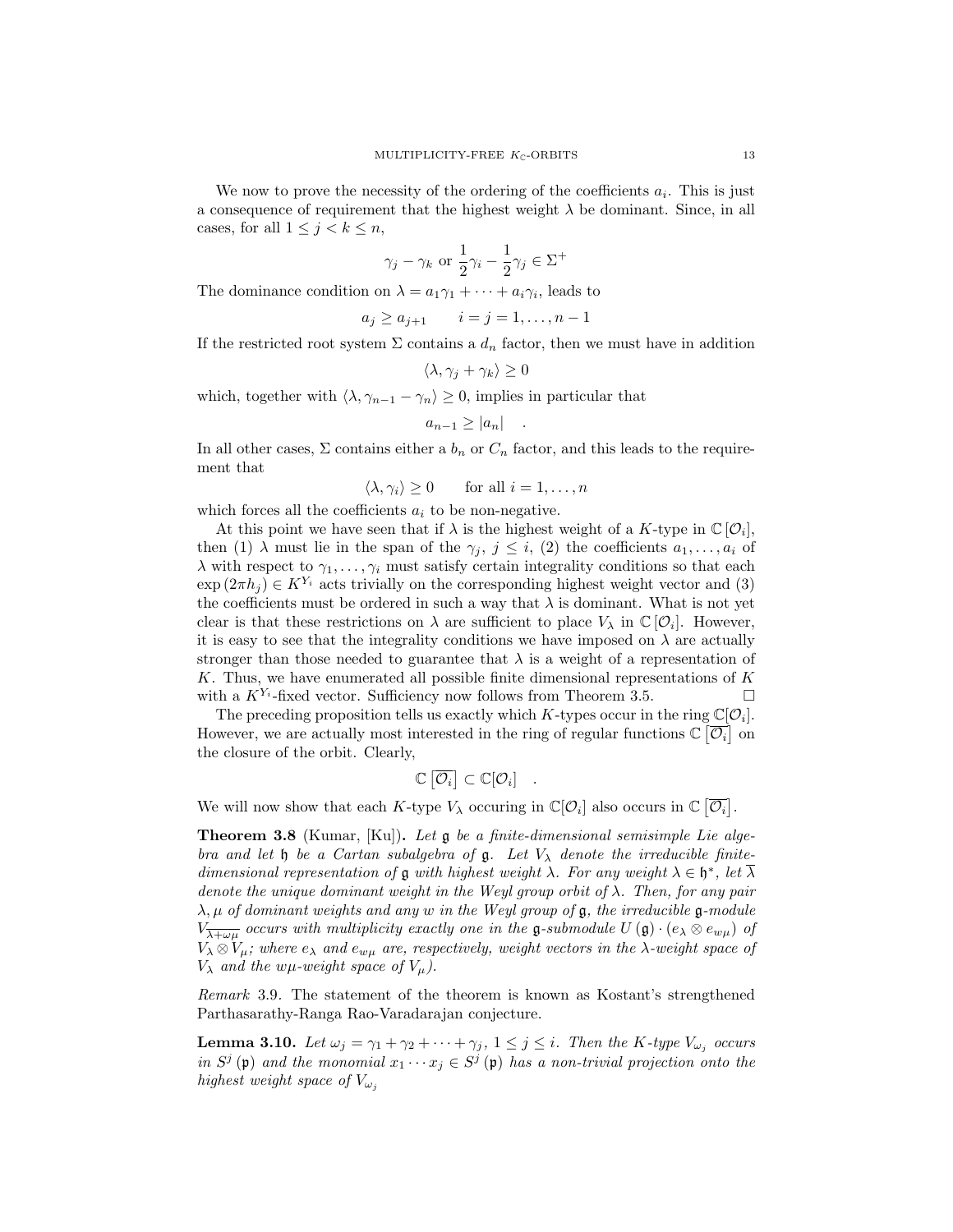We now to prove the necessity of the ordering of the coefficients $a_i$. This is just a consequence of requirement that the highest weight $\lambda$ be dominant. Since, in all cases, for all $1 \leq j < k \leq n$,

$$\gamma_j - \gamma_k \text{ or } \frac{1}{2}\gamma_i - \frac{1}{2}\gamma_j \in \Sigma^+$$

The dominance condition on $\lambda = a_1\gamma_1 + \cdots + a_i\gamma_i$, leads to

$$a_j \geq a_{j+1} \qquad i = j = 1, \ldots, n-1$$

If the restricted root system $\Sigma$ contains a $d_n$ factor, then we must have in addition

$$\langle \lambda, \gamma_j + \gamma_k \rangle \geq 0$$

which, together with $\langle \lambda, \gamma_{n-1} - \gamma_n \rangle \geq 0$, implies in particular that

$$a_{n-1} \geq |a_n| \quad .$$

In all other cases, $\Sigma$ contains either a $b_n$ or $C_n$ factor, and this leads to the requirement that

$$\langle \lambda, \gamma_i \rangle \geq 0 \qquad \text{for all } i = 1, \ldots, n$$

which forces all the coefficients $a_i$ to be non-negative.

At this point we have seen that if $\lambda$ is the highest weight of a $K$-type in $\mathbb{C}[\mathcal{O}_i]$, then (1) $\lambda$ must lie in the span of the $\gamma_j$, $j \leq i$, (2) the coefficients $a_1, \ldots, a_i$ of $\lambda$ with respect to $\gamma_1, \ldots, \gamma_i$ must satisfy certain integrality conditions so that each $\exp(2\pi h_j) \in K^{Y_i}$ acts trivially on the corresponding highest weight vector and (3) the coefficients must be ordered in such a way that $\lambda$ is dominant. What is not yet clear is that these restrictions on $\lambda$ are sufficient to place $V_\lambda$ in $\mathbb{C}[\mathcal{O}_i]$. However, it is easy to see that the integrality conditions we have imposed on $\lambda$ are actually stronger than those needed to guarantee that $\lambda$ is a weight of a representation of $K$. Thus, we have enumerated all possible finite dimensional representations of $K$ with a $K^{Y_i}$-fixed vector. Sufficiency now follows from Theorem 3.5. $\square$

The preceding proposition tells us exactly which $K$-types occur in the ring $\mathbb{C}[\mathcal{O}_i]$. However, we are actually most interested in the ring of regular functions $\mathbb{C}\left[\overline{\mathcal{O}_i}\right]$ on the closure of the orbit. Clearly,

$$\mathbb{C}\left[\overline{\mathcal{O}_i}\right] \subset \mathbb{C}[\mathcal{O}_i] \quad .$$

We will now show that each $K$-type $V_\lambda$ occuring in $\mathbb{C}[\mathcal{O}_i]$ also occurs in $\mathbb{C}\left[\overline{\mathcal{O}_i}\right]$.

**Theorem 3.8** (Kumar, [Ku]). *Let $\mathfrak{g}$ be a finite-dimensional semisimple Lie algebra and let $\mathfrak{h}$ be a Cartan subalgebra of $\mathfrak{g}$. Let $V_\lambda$ denote the irreducible finite-dimensional representation of $\mathfrak{g}$ with highest weight $\lambda$. For any weight $\lambda \in \mathfrak{h}^*$, let $\overline{\lambda}$ denote the unique dominant weight in the Weyl group orbit of $\lambda$. Then, for any pair $\lambda, \mu$ of dominant weights and any $w$ in the Weyl group of $\mathfrak{g}$, the irreducible $\mathfrak{g}$-module $V_{\overline{\lambda + w\mu}}$ occurs with multiplicity exactly one in the $\mathfrak{g}$-submodule $U(\mathfrak{g}) \cdot (e_\lambda \otimes e_{w\mu})$ of $V_\lambda \otimes V_\mu$; where $e_\lambda$ and $e_{w\mu}$ are, respectively, weight vectors in the $\lambda$-weight space of $V_\lambda$ and the $w\mu$-weight space of $V_\mu$).*

*Remark* 3.9. The statement of the theorem is known as Kostant's strengthened Parthasarathy-Ranga Rao-Varadarajan conjecture.

**Lemma 3.10.** *Let $\omega_j = \gamma_1 + \gamma_2 + \cdots + \gamma_j$, $1 \leq j \leq i$. Then the $K$-type $V_{\omega_j}$ occurs in $S^j(\mathfrak{p})$ and the monomial $x_1 \cdots x_j \in S^j(\mathfrak{p})$ has a non-trivial projection onto the highest weight space of $V_{\omega_j}$*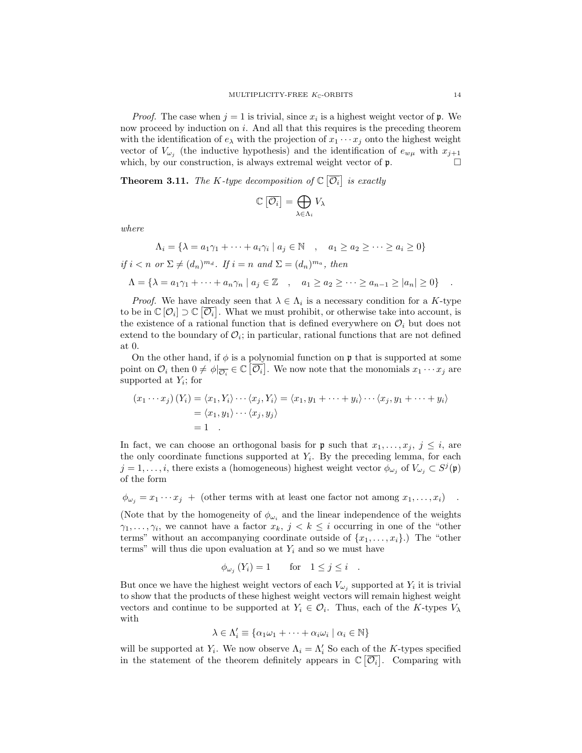*Proof.* The case when $j = 1$ is trivial, since $x_i$ is a highest weight vector of $\mathfrak{p}$. We now proceed by induction on $i$. And all that this requires is the preceding theorem with the identification of $e_\lambda$ with the projection of $x_1 \cdots x_j$ onto the highest weight vector of $V_{\omega_j}$ (the inductive hypothesis) and the identification of $e_{w\mu}$ with $x_{j+1}$ which, by our construction, is always extremal weight vector of $\mathfrak{p}$. $\square$

**Theorem 3.11.** *The $K$-type decomposition of $\mathbb{C}\left[\overline{\mathcal{O}_i}\right]$ is exactly*

$$\mathbb{C}\left[\overline{\mathcal{O}_i}\right] = \bigoplus_{\lambda \in \Lambda_i} V_\lambda$$

*where*

$$\Lambda_i = \{\lambda = a_1\gamma_1 + \cdots + a_i\gamma_i \mid a_j \in \mathbb{N} \quad , \quad a_1 \geq a_2 \geq \cdots \geq a_i \geq 0\}$$

*if $i < n$ or $\Sigma \neq (d_n)^{m_d}$. If $i = n$ and $\Sigma = (d_n)^{m_a}$, then*

$$\Lambda = \{\lambda = a_1\gamma_1 + \cdots + a_n\gamma_n \mid a_j \in \mathbb{Z} \quad , \quad a_1 \geq a_2 \geq \cdots \geq a_{n-1} \geq |a_n| \geq 0\} \quad .$$

*Proof.* We have already seen that $\lambda \in \Lambda_i$ is a necessary condition for a $K$-type to be in $\mathbb{C}\left[\mathcal{O}_i\right] \supset \mathbb{C}\left[\overline{\mathcal{O}_i}\right]$. What we must prohibit, or otherwise take into account, is the existence of a rational function that is defined everywhere on $\mathcal{O}_i$ but does not extend to the boundary of $\mathcal{O}_i$; in particular, rational functions that are not defined at 0.

On the other hand, if $\phi$ is a polynomial function on $\mathfrak{p}$ that is supported at some point on $\mathcal{O}_i$ then $0 \neq \phi|_{\overline{\mathcal{O}_i}} \in \mathbb{C}\left[\overline{\mathcal{O}_i}\right]$. We now note that the monomials $x_1 \cdots x_j$ are supported at $Y_i$; for

$$\begin{aligned}
(x_1 \cdots x_j)(Y_i) &= \langle x_1, Y_i\rangle \cdots \langle x_j, Y_i\rangle = \langle x_1, y_1 + \cdots + y_i\rangle \cdots \langle x_j, y_1 + \cdots + y_i\rangle \\
&= \langle x_1, y_1\rangle \cdots \langle x_j, y_j\rangle \\
&= 1 \quad .
\end{aligned}$$

In fact, we can choose an orthogonal basis for $\mathfrak{p}$ such that $x_1, \ldots, x_j$, $j \leq i$, are the only coordinate functions supported at $Y_i$. By the preceding lemma, for each $j = 1, \ldots, i$, there exists a (homogeneous) highest weight vector $\phi_{\omega_j}$ of $V_{\omega_j} \subset S^j(\mathfrak{p})$ of the form

$$\phi_{\omega_j} = x_1 \cdots x_j \ + \ (\text{other terms with at least one factor not among } x_1, \ldots, x_i) \quad .$$

(Note that by the homogeneity of $\phi_{\omega_i}$ and the linear independence of the weights $\gamma_1, \ldots, \gamma_i$, we cannot have a factor $x_k$, $j < k \leq i$ occurring in one of the "other terms" without an accompanying coordinate outside of $\{x_1, \ldots, x_i\}$.) The "other terms" will thus die upon evaluation at $Y_i$ and so we must have

$$\phi_{\omega_j}(Y_i) = 1 \qquad \text{for} \quad 1 \leq j \leq i \quad .$$

But once we have the highest weight vectors of each $V_{\omega_j}$ supported at $Y_i$ it is trivial to show that the products of these highest weight vectors will remain highest weight vectors and continue to be supported at $Y_i \in \mathcal{O}_i$. Thus, each of the $K$-types $V_\lambda$ with

$$\lambda \in \Lambda_i' \equiv \{\alpha_1\omega_1 + \cdots + \alpha_i\omega_i \mid \alpha_i \in \mathbb{N}\}$$

will be supported at $Y_i$. We now observe $\Lambda_i = \Lambda_i'$ So each of the $K$-types specified in the statement of the theorem definitely appears in $\mathbb{C}\left[\overline{\mathcal{O}_i}\right]$. Comparing with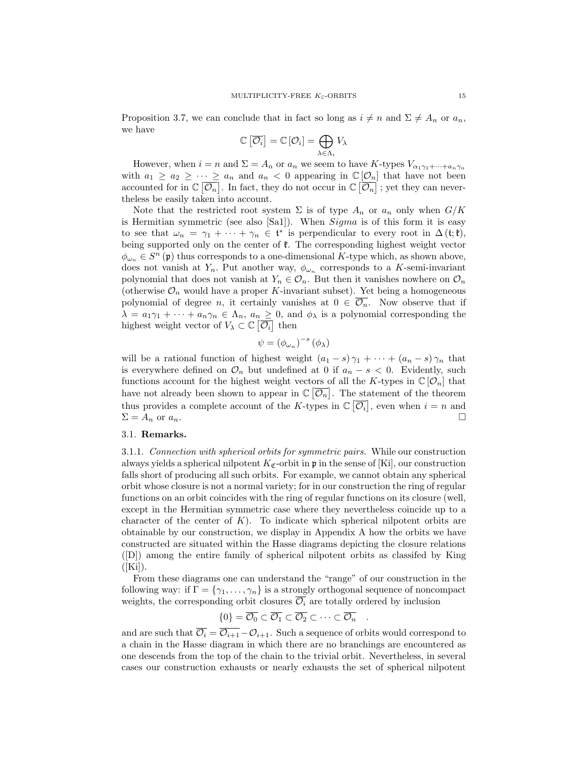Proposition 3.7, we can conclude that in fact so long as $i \neq n$ and $\Sigma \neq A_n$ or $a_n$, we have

$$\mathbb{C}\left[\overline{\mathcal{O}_i}\right] = \mathbb{C}\left[\mathcal{O}_i\right] = \bigoplus_{\lambda \in \Lambda_i} V_\lambda$$

However, when $i = n$ and $\Sigma = A_n$ or $a_n$ we seem to have $K$-types $V_{\alpha_1\gamma_1+\cdots+a_n\gamma_n}$ with $a_1 \geq a_2 \geq \cdots \geq a_n$ and $a_n < 0$ appearing in $\mathbb{C}\left[\mathcal{O}_n\right]$ that have not been accounted for in $\mathbb{C}\left[\overline{\mathcal{O}_n}\right]$. In fact, they do not occur in $\mathbb{C}\left[\overline{\mathcal{O}_n}\right]$ ; yet they can nevertheless be easily taken into account.

Note that the restricted root system $\Sigma$ is of type $A_n$ or $a_n$ only when $G/K$ is Hermitian symmetric (see also [Sa1]). When $Sigma$ is of this form it is easy to see that $\omega_n = \gamma_1 + \cdots + \gamma_n \in \mathfrak{t}^*$ is perpendicular to every root in $\Delta(\mathfrak{t};\mathfrak{k})$, being supported only on the center of $\mathfrak{k}$. The corresponding highest weight vector $\phi_{\omega_n} \in S^n(\mathfrak{p})$ thus corresponds to a one-dimensional $K$-type which, as shown above, does not vanish at $Y_n$. Put another way, $\phi_{\omega_n}$ corresponds to a $K$-semi-invariant polynomial that does not vanish at $Y_n \in \mathcal{O}_n$. But then it vanishes nowhere on $\mathcal{O}_n$ (otherwise $\mathcal{O}_n$ would have a proper $K$-invariant subset). Yet being a homogeneous polynomial of degree $n$, it certainly vanishes at $0 \in \overline{\mathcal{O}_n}$. Now observe that if $\lambda = a_1\gamma_1 + \cdots + a_n\gamma_n \in \Lambda_n$, $a_n \geq 0$, and $\phi_\lambda$ is a polynomial corresponding the highest weight vector of $V_\lambda \subset \mathbb{C}\left[\overline{\mathcal{O}_i}\right]$ then

$$\psi = \left(\phi_{\omega_n}\right)^{-s}\left(\phi_\lambda\right)$$

will be a rational function of highest weight $(a_1 - s)\gamma_1 + \cdots + (a_n - s)\gamma_n$ that is everywhere defined on $\mathcal{O}_n$ but undefined at 0 if $a_n - s < 0$. Evidently, such functions account for the highest weight vectors of all the $K$-types in $\mathbb{C}\left[\mathcal{O}_n\right]$ that have not already been shown to appear in $\mathbb{C}\left[\overline{\mathcal{O}_n}\right]$. The statement of the theorem thus provides a complete account of the $K$-types in $\mathbb{C}\left[\overline{\mathcal{O}_i}\right]$, even when $i = n$ and $\Sigma = A_n$ or $a_n$. □

### 3.1. Remarks.

3.1.1. *Connection with spherical orbits for symmetric pairs.* While our construction always yields a spherical nilpotent $K_{\mathfrak{C}}$-orbit in $\mathfrak{p}$ in the sense of [Ki], our construction falls short of producing all such orbits. For example, we cannot obtain any spherical orbit whose closure is not a normal variety; for in our construction the ring of regular functions on an orbit coincides with the ring of regular functions on its closure (well, except in the Hermitian symmetric case where they nevertheless coincide up to a character of the center of $K$). To indicate which spherical nilpotent orbits are obtainable by our construction, we display in Appendix A how the orbits we have constructed are situated within the Hasse diagrams depicting the closure relations ([D]) among the entire family of spherical nilpotent orbits as classifed by King ([Ki]).

From these diagrams one can understand the "range" of our construction in the following way: if $\Gamma = \{\gamma_1, \ldots, \gamma_n\}$ is a strongly orthogonal sequence of noncompact weights, the corresponding orbit closures $\overline{\mathcal{O}_i}$ are totally ordered by inclusion

$$\{0\} = \overline{\mathcal{O}_0} \subset \overline{\mathcal{O}_1} \subset \overline{\mathcal{O}_2} \subset \cdots \subset \overline{\mathcal{O}_n} \quad .$$

and are such that $\overline{\mathcal{O}_i} = \overline{\mathcal{O}_{i+1}} - \mathcal{O}_{i+1}$. Such a sequence of orbits would correspond to a chain in the Hasse diagram in which there are no branchings are encountered as one descends from the top of the chain to the trivial orbit. Nevertheless, in several cases our construction exhausts or nearly exhausts the set of spherical nilpotent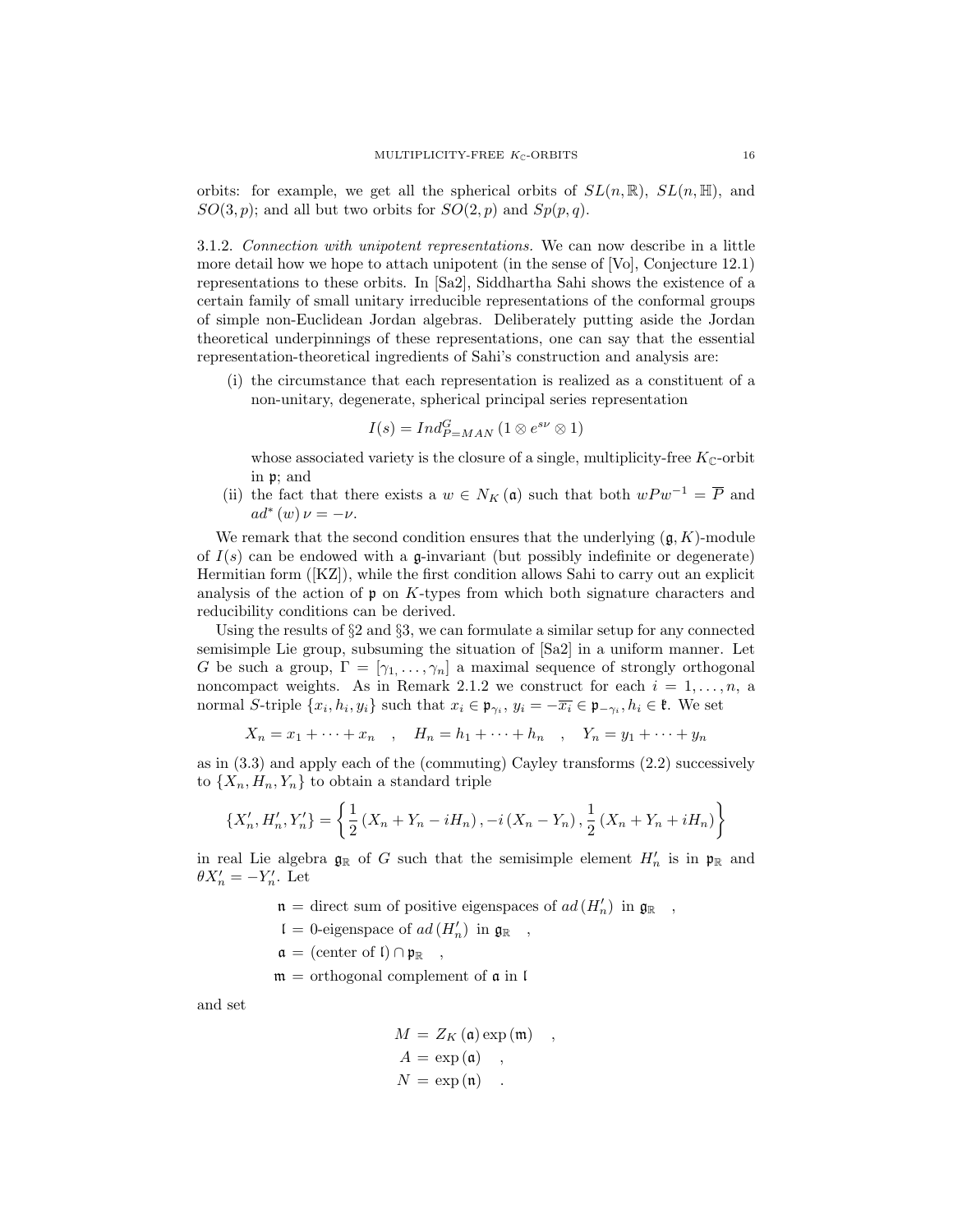orbits: for example, we get all the spherical orbits of $SL(n,\mathbb{R})$, $SL(n,\mathbb{H})$, and $SO(3,p)$; and all but two orbits for $SO(2,p)$ and $Sp(p,q)$.

3.1.2. *Connection with unipotent representations.* We can now describe in a little more detail how we hope to attach unipotent (in the sense of [Vo], Conjecture 12.1) representations to these orbits. In [Sa2], Siddhartha Sahi shows the existence of a certain family of small unitary irreducible representations of the conformal groups of simple non-Euclidean Jordan algebras. Deliberately putting aside the Jordan theoretical underpinnings of these representations, one can say that the essential representation-theoretical ingredients of Sahi's construction and analysis are:

(i) the circumstance that each representation is realized as a constituent of a non-unitary, degenerate, spherical principal series representation
$$I(s) = Ind_{P=MAN}^{G}\left(1 \otimes e^{s\nu} \otimes 1\right)$$
whose associated variety is the closure of a single, multiplicity-free $K_{\mathbb{C}}$-orbit in $\mathfrak{p}$; and

(ii) the fact that there exists a $w \in N_K(\mathfrak{a})$ such that both $wPw^{-1} = \overline{P}$ and $ad^*(w)\nu = -\nu$.

We remark that the second condition ensures that the underlying $(\mathfrak{g}, K)$-module of $I(s)$ can be endowed with a $\mathfrak{g}$-invariant (but possibly indefinite or degenerate) Hermitian form ([KZ]), while the first condition allows Sahi to carry out an explicit analysis of the action of $\mathfrak{p}$ on $K$-types from which both signature characters and reducibility conditions can be derived.

Using the results of §2 and §3, we can formulate a similar setup for any connected semisimple Lie group, subsuming the situation of [Sa2] in a uniform manner. Let $G$ be such a group, $\Gamma = [\gamma_1, \ldots, \gamma_n]$ a maximal sequence of strongly orthogonal noncompact weights. As in Remark 2.1.2 we construct for each $i = 1, \ldots, n$, a normal $S$-triple $\{x_i, h_i, y_i\}$ such that $x_i \in \mathfrak{p}_{\gamma_i}$, $y_i = -\overline{x_i} \in \mathfrak{p}_{-\gamma_i}$, $h_i \in \mathfrak{k}$. We set

$$X_n = x_1 + \cdots + x_n \quad , \quad H_n = h_1 + \cdots + h_n \quad , \quad Y_n = y_1 + \cdots + y_n$$

as in (3.3) and apply each of the (commuting) Cayley transforms (2.2) successively to $\{X_n, H_n, Y_n\}$ to obtain a standard triple

$$\{X_n', H_n', Y_n'\} = \left\{\frac{1}{2}\left(X_n + Y_n - iH_n\right), -i\left(X_n - Y_n\right), \frac{1}{2}\left(X_n + Y_n + iH_n\right)\right\}$$

in real Lie algebra $\mathfrak{g}_{\mathbb{R}}$ of $G$ such that the semisimple element $H_n'$ is in $\mathfrak{p}_{\mathbb{R}}$ and $\theta X_n' = -Y_n'$. Let

$$\begin{aligned}
\mathfrak{n} &= \text{direct sum of positive eigenspaces of } ad\left(H_n'\right) \text{ in } \mathfrak{g}_{\mathbb{R}} \quad , \\
\mathfrak{l} &= 0\text{-eigenspace of } ad\left(H_n'\right) \text{ in } \mathfrak{g}_{\mathbb{R}} \quad , \\
\mathfrak{a} &= \left(\text{center of } \mathfrak{l}\right) \cap \mathfrak{p}_{\mathbb{R}} \quad , \\
\mathfrak{m} &= \text{orthogonal complement of } \mathfrak{a} \text{ in } \mathfrak{l}
\end{aligned}$$

and set

$$\begin{aligned}
M &= Z_K(\mathfrak{a}) \exp(\mathfrak{m}) \quad , \\
A &= \exp(\mathfrak{a}) \quad , \\
N &= \exp(\mathfrak{n}) \quad .
\end{aligned}$$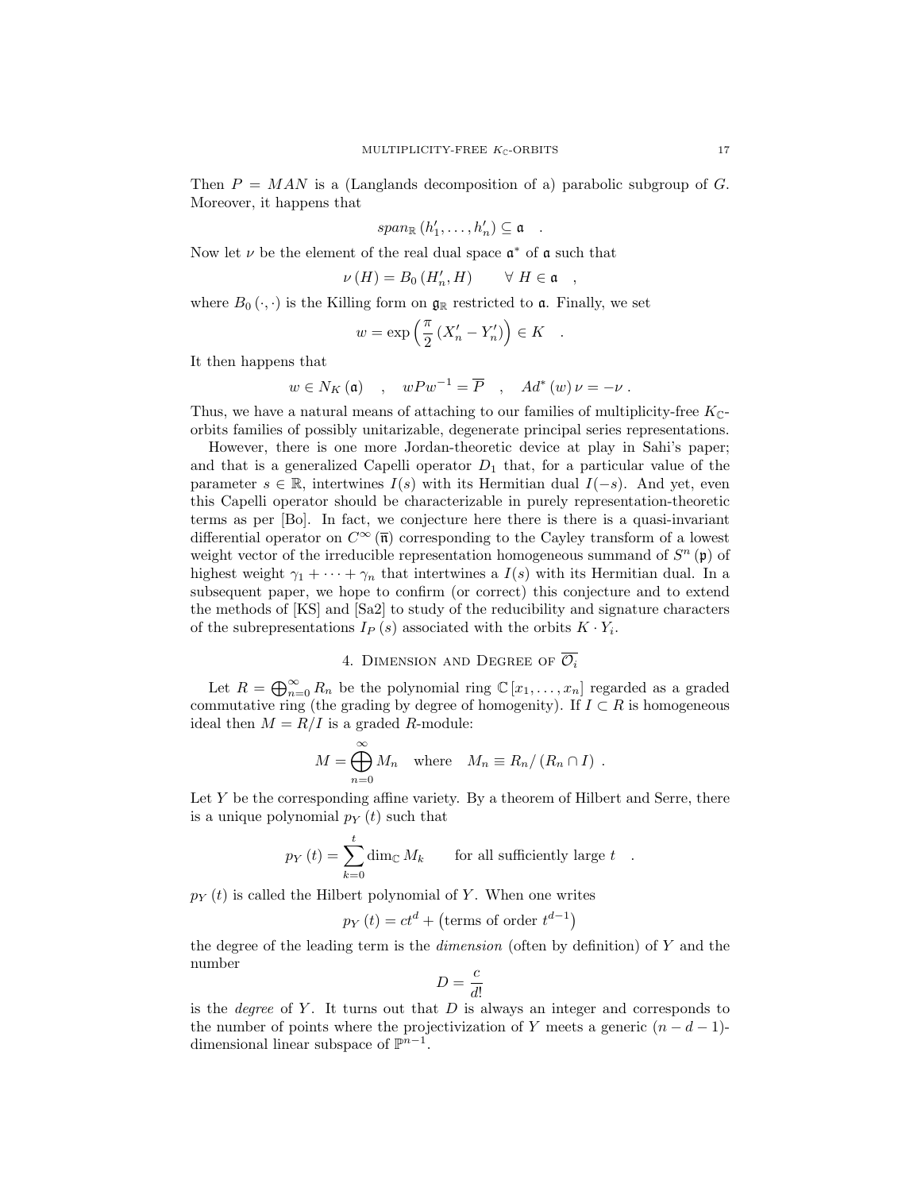Then $P = MAN$ is a (Langlands decomposition of a) parabolic subgroup of $G$. Moreover, it happens that

$$span_{\mathbb{R}}\left(h_1', \ldots, h_n'\right) \subseteq \mathfrak{a} \quad .$$

Now let $\nu$ be the element of the real dual space $\mathfrak{a}^*$ of $\mathfrak{a}$ such that

$$\nu\left(H\right) = B_0\left(H_n', H\right) \qquad \forall\ H \in \mathfrak{a} \quad ,$$

where $B_0\left(\cdot,\cdot\right)$ is the Killing form on $\mathfrak{g}_{\mathbb{R}}$ restricted to $\mathfrak{a}$. Finally, we set

$$w = \exp\left(\frac{\pi}{2}\left(X_n' - Y_n'\right)\right) \in K \quad .$$

It then happens that

$$w \in N_K\left(\mathfrak{a}\right) \quad , \quad wPw^{-1} = \overline{P} \quad , \quad Ad^*\left(w\right)\nu = -\nu \ .$$

Thus, we have a natural means of attaching to our families of multiplicity-free $K_{\mathbb{C}}$-orbits families of possibly unitarizable, degenerate principal series representations.

However, there is one more Jordan-theoretic device at play in Sahi's paper; and that is a generalized Capelli operator $D_1$ that, for a particular value of the parameter $s \in \mathbb{R}$, intertwines $I(s)$ with its Hermitian dual $I(-s)$. And yet, even this Capelli operator should be characterizable in purely representation-theoretic terms as per [Bo]. In fact, we conjecture here there is there is a quasi-invariant differential operator on $C^\infty\left(\overline{\mathfrak{n}}\right)$ corresponding to the Cayley transform of a lowest weight vector of the irreducible representation homogeneous summand of $S^n\left(\mathfrak{p}\right)$ of highest weight $\gamma_1 + \cdots + \gamma_n$ that intertwines a $I(s)$ with its Hermitian dual. In a subsequent paper, we hope to confirm (or correct) this conjecture and to extend the methods of [KS] and [Sa2] to study of the reducibility and signature characters of the subrepresentations $I_P\left(s\right)$ associated with the orbits $K \cdot Y_i$.

## 4. Dimension and Degree of $\overline{\mathcal{O}_i}$

Let $R = \bigoplus_{n=0}^{\infty} R_n$ be the polynomial ring $\mathbb{C}\left[x_1, \ldots, x_n\right]$ regarded as a graded commutative ring (the grading by degree of homogenity). If $I \subset R$ is homogeneous ideal then $M = R/I$ is a graded $R$-module:

$$M = \bigoplus_{n=0}^{\infty} M_n \quad \text{where} \quad M_n \equiv R_n/\left(R_n \cap I\right) \ .$$

Let $Y$ be the corresponding affine variety. By a theorem of Hilbert and Serre, there is a unique polynomial $p_Y\left(t\right)$ such that

$$p_Y\left(t\right) = \sum_{k=0}^{t} \dim_{\mathbb{C}} M_k \qquad \text{for all sufficiently large } t \quad .$$

$p_Y\left(t\right)$ is called the Hilbert polynomial of $Y$. When one writes

$$p_Y\left(t\right) = ct^d + \left(\text{terms of order } t^{d-1}\right)$$

the degree of the leading term is the *dimension* (often by definition) of $Y$ and the number

$$D = \frac{c}{d!}$$

is the *degree* of $Y$. It turns out that $D$ is always an integer and corresponds to the number of points where the projectivization of $Y$ meets a generic $(n-d-1)$-dimensional linear subspace of $\mathbb{P}^{n-1}$.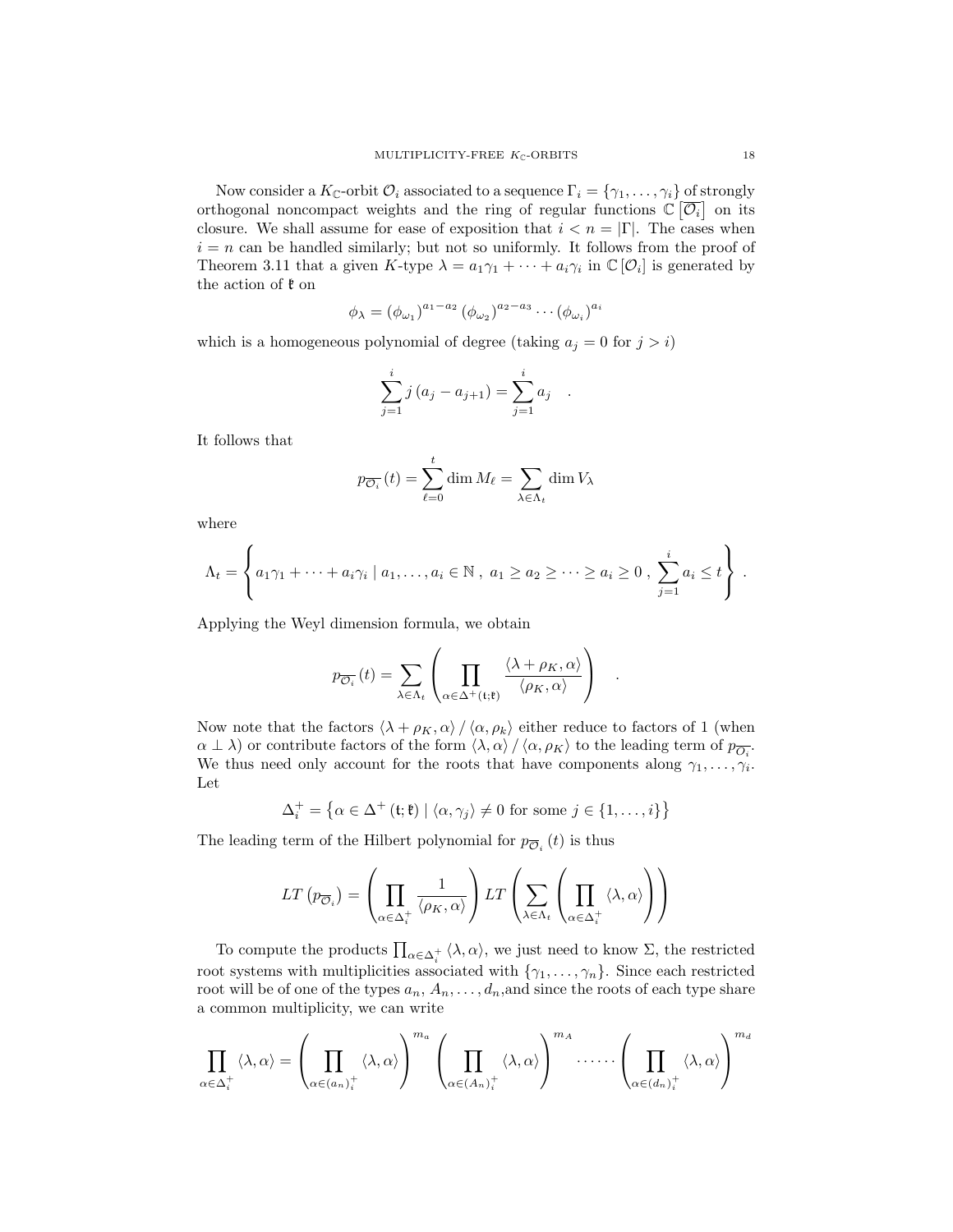Now consider a $K_{\mathbb{C}}$-orbit $\mathcal{O}_i$ associated to a sequence $\Gamma_i = \{\gamma_1, \dots, \gamma_i\}$ of strongly orthogonal noncompact weights and the ring of regular functions $\mathbb{C}\left[\overline{\mathcal{O}_i}\right]$ on its closure. We shall assume for ease of exposition that $i < n = |\Gamma|$. The cases when $i = n$ can be handled similarly; but not so uniformly. It follows from the proof of Theorem 3.11 that a given $K$-type $\lambda = a_1\gamma_1 + \cdots + a_i\gamma_i$ in $\mathbb{C}[\mathcal{O}_i]$ is generated by the action of $\mathfrak{k}$ on

$$\phi_\lambda = (\phi_{\omega_1})^{a_1 - a_2} (\phi_{\omega_2})^{a_2 - a_3} \cdots (\phi_{\omega_i})^{a_i}$$

which is a homogeneous polynomial of degree (taking $a_j = 0$ for $j > i$)

$$\sum_{j=1}^{i} j\,(a_j - a_{j+1}) = \sum_{j=1}^{i} a_j \quad .$$

It follows that

$$p_{\overline{\mathcal{O}_i}}(t) = \sum_{\ell=0}^{t} \dim M_\ell = \sum_{\lambda \in \Lambda_t} \dim V_\lambda$$

where

$$\Lambda_t = \left\{ a_1\gamma_1 + \cdots + a_i\gamma_i \mid a_1, \dots, a_i \in \mathbb{N}\ ,\ a_1 \geq a_2 \geq \cdots \geq a_i \geq 0\ ,\ \sum_{j=1}^{i} a_i \leq t \right\} .$$

Applying the Weyl dimension formula, we obtain

$$p_{\overline{\mathcal{O}_i}}(t) = \sum_{\lambda \in \Lambda_t} \left( \prod_{\alpha \in \Delta^+(\mathfrak{t};\mathfrak{k})} \frac{\langle \lambda + \rho_K, \alpha \rangle}{\langle \rho_K, \alpha \rangle} \right) \quad .$$

Now note that the factors $\langle \lambda + \rho_K, \alpha \rangle / \langle \alpha, \rho_k \rangle$ either reduce to factors of 1 (when $\alpha \perp \lambda$) or contribute factors of the form $\langle \lambda, \alpha \rangle / \langle \alpha, \rho_K \rangle$ to the leading term of $p_{\overline{\mathcal{O}_i}}$. We thus need only account for the roots that have components along $\gamma_1, \dots, \gamma_i$. Let

$$\Delta_i^+ = \left\{ \alpha \in \Delta^+(\mathfrak{t};\mathfrak{k}) \mid \langle \alpha, \gamma_j \rangle \neq 0 \text{ for some } j \in \{1, \dots, i\} \right\}$$

The leading term of the Hilbert polynomial for $p_{\overline{\mathcal{O}}_i}(t)$ is thus

$$LT\left(p_{\overline{\mathcal{O}}_i}\right) = \left( \prod_{\alpha \in \Delta_i^+} \frac{1}{\langle \rho_K, \alpha \rangle} \right) LT\left( \sum_{\lambda \in \Lambda_t} \left( \prod_{\alpha \in \Delta_i^+} \langle \lambda, \alpha \rangle \right) \right)$$

To compute the products $\prod_{\alpha \in \Delta_i^+} \langle \lambda, \alpha \rangle$, we just need to know $\Sigma$, the restricted root systems with multiplicities associated with $\{\gamma_1, \dots, \gamma_n\}$. Since each restricted root will be of one of the types $a_n, A_n, \dots, d_n$,and since the roots of each type share a common multiplicity, we can write

$$\prod_{\alpha \in \Delta_i^+} \langle \lambda, \alpha \rangle = \left( \prod_{\alpha \in (a_n)_i^+} \langle \lambda, \alpha \rangle \right)^{m_a} \left( \prod_{\alpha \in (A_n)_i^+} \langle \lambda, \alpha \rangle \right)^{m_A} \cdots\cdots \left( \prod_{\alpha \in (d_n)_i^+} \langle \lambda, \alpha \rangle \right)^{m_d}$$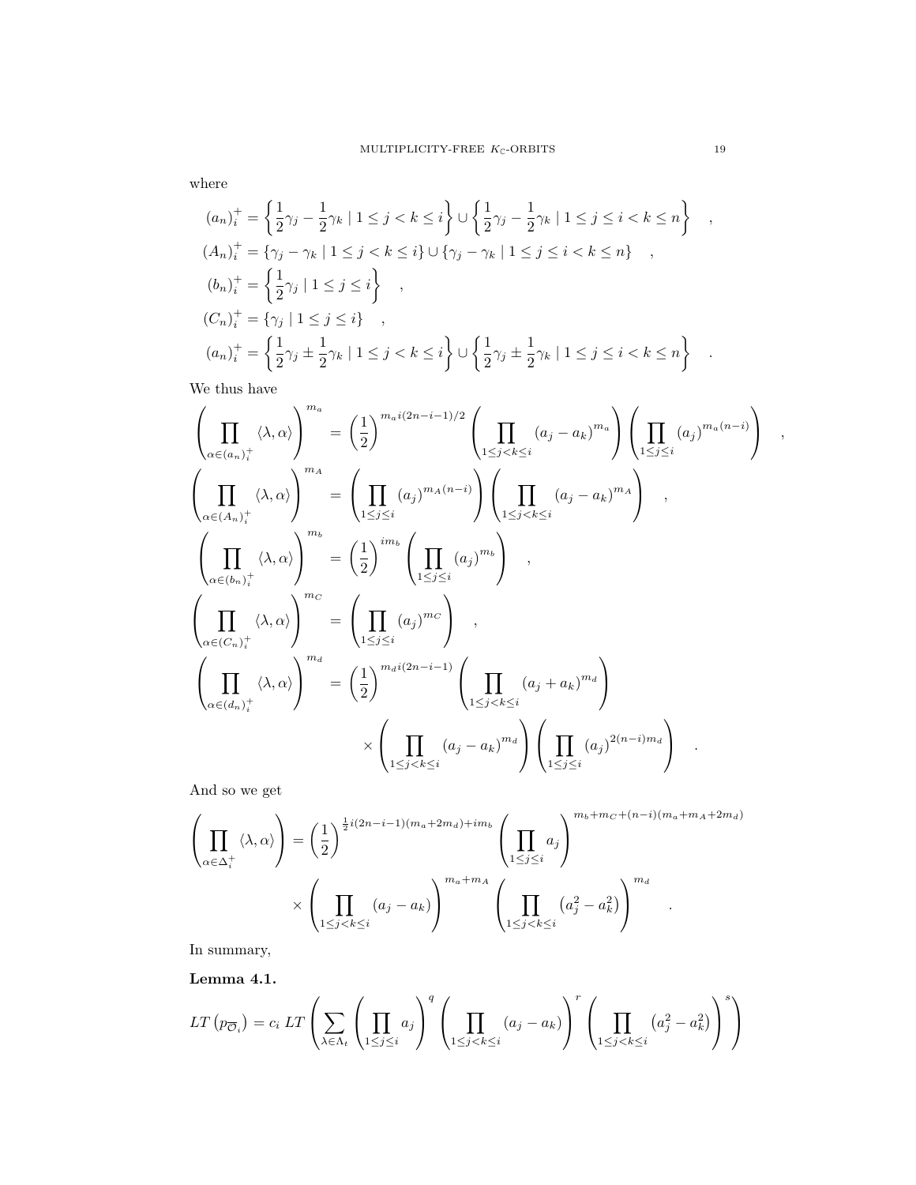where

$$
\begin{aligned}
(a_n)_i^+ &= \left\{ \frac{1}{2}\gamma_j - \frac{1}{2}\gamma_k \mid 1 \le j < k \le i \right\} \cup \left\{ \frac{1}{2}\gamma_j - \frac{1}{2}\gamma_k \mid 1 \le j \le i < k \le n \right\} \quad , \\
(A_n)_i^+ &= \{ \gamma_j - \gamma_k \mid 1 \le j < k \le i \} \cup \{ \gamma_j - \gamma_k \mid 1 \le j \le i < k \le n \} \quad , \\
(b_n)_i^+ &= \left\{ \frac{1}{2}\gamma_j \mid 1 \le j \le i \right\} \quad , \\
(C_n)_i^+ &= \{ \gamma_j \mid 1 \le j \le i \} \quad , \\
(a_n)_i^+ &= \left\{ \frac{1}{2}\gamma_j \pm \frac{1}{2}\gamma_k \mid 1 \le j < k \le i \right\} \cup \left\{ \frac{1}{2}\gamma_j \pm \frac{1}{2}\gamma_k \mid 1 \le j \le i < k \le n \right\} \quad .
\end{aligned}
$$

We thus have

$$
\begin{aligned}
\left( \prod_{\alpha \in (a_n)_i^+} \langle \lambda, \alpha \rangle \right)^{m_a} &= \left(\frac{1}{2}\right)^{m_a i(2n-i-1)/2} \left( \prod_{1 \le j < k \le i} (a_j - a_k)^{m_a} \right) \left( \prod_{1 \le j \le i} (a_j)^{m_a(n-i)} \right) \quad , \\
\left( \prod_{\alpha \in (A_n)_i^+} \langle \lambda, \alpha \rangle \right)^{m_A} &= \left( \prod_{1 \le j \le i} (a_j)^{m_A(n-i)} \right) \left( \prod_{1 \le j < k \le i} (a_j - a_k)^{m_A} \right) \quad , \\
\left( \prod_{\alpha \in (b_n)_i^+} \langle \lambda, \alpha \rangle \right)^{m_b} &= \left(\frac{1}{2}\right)^{i m_b} \left( \prod_{1 \le j \le i} (a_j)^{m_b} \right) \quad , \\
\left( \prod_{\alpha \in (C_n)_i^+} \langle \lambda, \alpha \rangle \right)^{m_C} &= \left( \prod_{1 \le j \le i} (a_j)^{m_C} \right) \quad , \\
\left( \prod_{\alpha \in (d_n)_i^+} \langle \lambda, \alpha \rangle \right)^{m_d} &= \left(\frac{1}{2}\right)^{m_d i(2n-i-1)} \left( \prod_{1 \le j < k \le i} (a_j + a_k)^{m_d} \right) \\
&\quad \times \left( \prod_{1 \le j < k \le i} (a_j - a_k)^{m_d} \right) \left( \prod_{1 \le j \le i} (a_j)^{2(n-i)m_d} \right) \quad .
\end{aligned}
$$

And so we get

$$
\begin{aligned}
\left( \prod_{\alpha \in \Delta_i^+} \langle \lambda, \alpha \rangle \right) &= \left(\frac{1}{2}\right)^{\frac{1}{2} i(2n-i-1)(m_a + 2m_d) + i m_b} \left( \prod_{1 \le j \le i} a_j \right)^{m_b + m_C + (n-i)(m_a + m_A + 2m_d)} \\
&\quad \times \left( \prod_{1 \le j < k \le i} (a_j - a_k) \right)^{m_a + m_A} \left( \prod_{1 \le j < k \le i} \left(a_j^2 - a_k^2\right) \right)^{m_d} \quad .
\end{aligned}
$$

In summary,

**Lemma 4.1.**

$$
LT\left(p_{\overline{\mathcal{O}}_i}\right) = c_i \; LT\left( \sum_{\lambda \in \Lambda_t} \left( \prod_{1 \le j \le i} a_j \right)^q \left( \prod_{1 \le j < k \le i} (a_j - a_k) \right)^r \left( \prod_{1 \le j < k \le i} \left(a_j^2 - a_k^2\right) \right)^s \right)
$$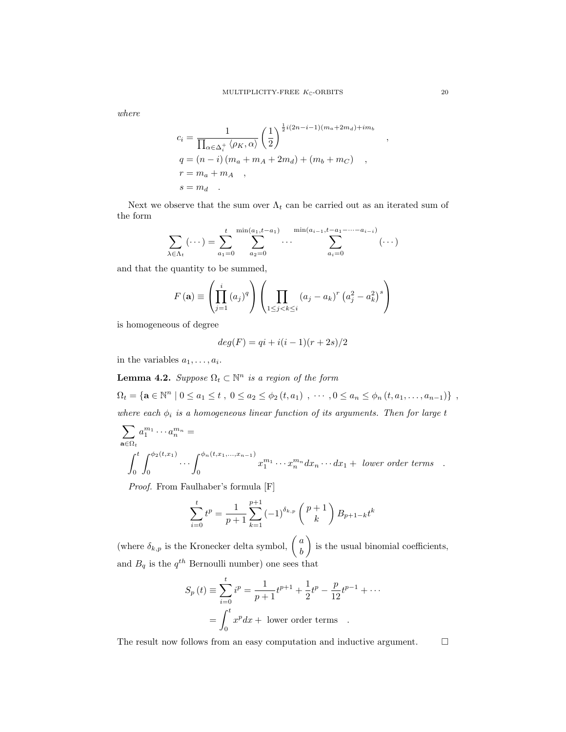*where*

$$
\begin{aligned}
c_i &= \frac{1}{\prod_{\alpha\in\Delta_i^+}\langle\rho_K,\alpha\rangle}\left(\frac{1}{2}\right)^{\frac{1}{2}i(2n-i-1)(m_a+2m_d)+im_b} \quad ,\\
q &= (n-i)\left(m_a+m_A+2m_d\right)+\left(m_b+m_C\right) \quad ,\\
r &= m_a+m_A \quad ,\\
s &= m_d \quad .
\end{aligned}
$$

Next we observe that the sum over $\Lambda_t$ can be carried out as an iterated sum of the form

$$
\sum_{\lambda\in\Lambda_t}(\cdots)=\sum_{a_1=0}^{t}\sum_{a_2=0}^{\min(a_1,t-a_1)}\cdots\sum_{a_i=0}^{\min(a_{i-1},t-a_1-\cdots-a_{i-i})}(\cdots)
$$

and that the quantity to be summed,

$$
F(\mathbf{a})\equiv\left(\prod_{j=1}^{i}(a_j)^q\right)\left(\prod_{1\leq j<k\leq i}(a_j-a_k)^r\left(a_j^2-a_k^2\right)^s\right)
$$

is homogeneous of degree

$$
deg(F)=qi+i(i-1)(r+2s)/2
$$

in the variables $a_1,\ldots,a_i$.

**Lemma 4.2.** *Suppose $\Omega_t\subset\mathbb{N}^n$ is a region of the form*

$$
\Omega_t=\left\{\mathbf{a}\in\mathbb{N}^n \mid 0\leq a_1\leq t\ ,\ 0\leq a_2\leq\phi_2(t,a_1)\ ,\ \cdots\ ,0\leq a_n\leq\phi_n(t,a_1,\ldots,a_{n-1})\right\}\ ,
$$

*where each $\phi_i$ is a homogeneous linear function of its arguments. Then for large $t$*

$$
\sum_{\mathbf{a}\in\Omega_t}a_1^{m_1}\cdots a_n^{m_n}=
$$

$$
\int_0^t\int_0^{\phi_2(t,x_1)}\cdots\int_0^{\phi_n(t,x_1,\ldots,x_{n-1})}x_1^{m_1}\cdots x_n^{m_n}dx_n\cdots dx_1+\ \textit{lower order terms} \quad .
$$

*Proof.* From Faulhaber's formula [F]

$$
\sum_{i=0}^{t}t^p=\frac{1}{p+1}\sum_{k=1}^{p+1}(-1)^{\delta_{k,p}}\binom{p+1}{k}B_{p+1-k}t^k
$$

(where $\delta_{k,p}$ is the Kronecker delta symbol, $\binom{a}{b}$ is the usual binomial coefficients, and $B_q$ is the $q^{th}$ Bernoulli number) one sees that

$$
\begin{aligned}
S_p(t)\equiv\sum_{i=0}^{t}i^p &= \frac{1}{p+1}t^{p+1}+\frac{1}{2}t^p-\frac{p}{12}t^{p-1}+\cdots\\
&= \int_0^t x^p dx+\ \text{lower order terms} \quad .
\end{aligned}
$$

The result now follows from an easy computation and inductive argument. $\square$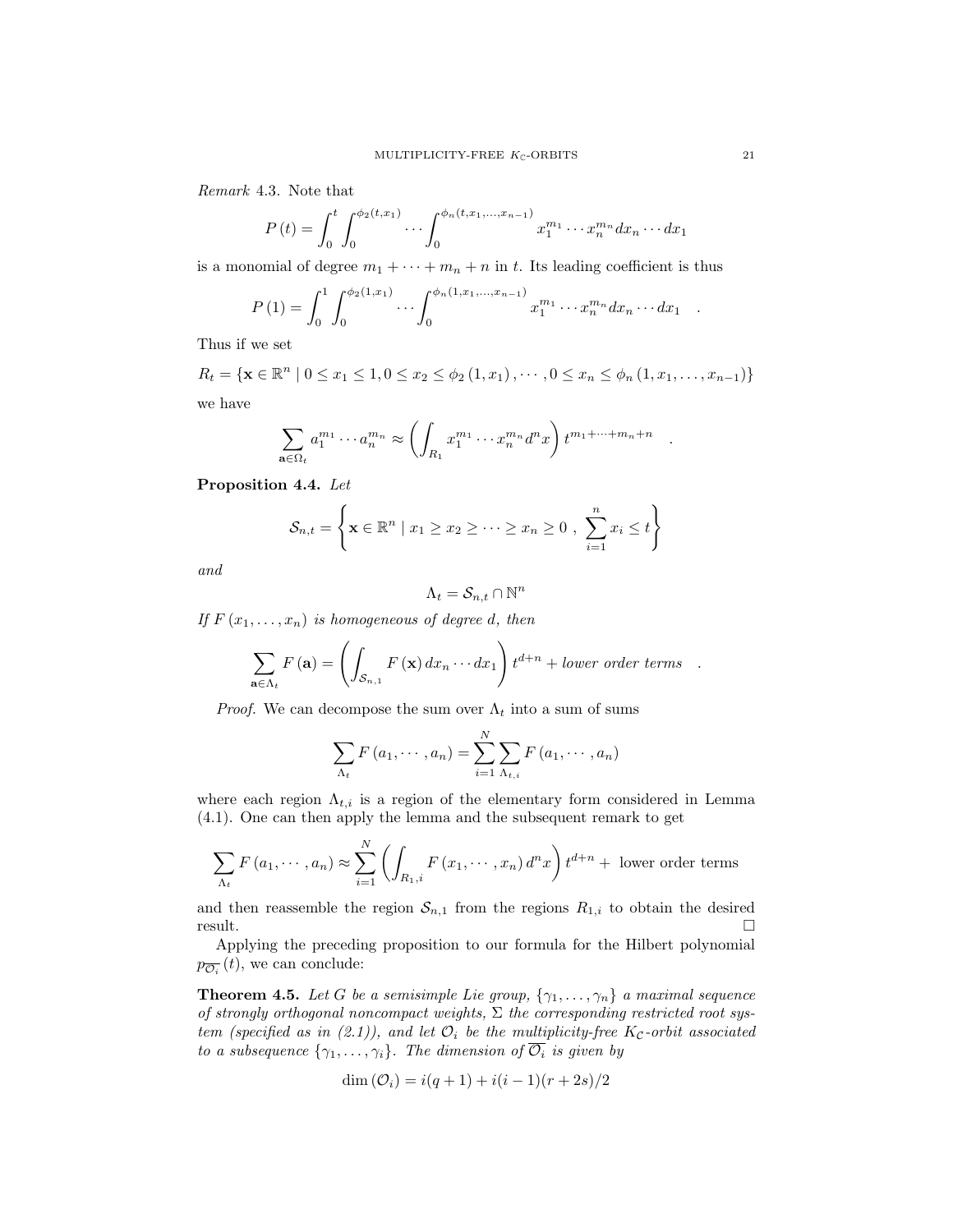*Remark* 4.3. Note that

$$P(t) = \int_0^t \int_0^{\phi_2(t,x_1)} \cdots \int_0^{\phi_n(t,x_1,\ldots,x_{n-1})} x_1^{m_1} \cdots x_n^{m_n} dx_n \cdots dx_1$$

is a monomial of degree $m_1 + \cdots + m_n + n$ in $t$. Its leading coefficient is thus

$$P(1) = \int_0^1 \int_0^{\phi_2(1,x_1)} \cdots \int_0^{\phi_n(1,x_1,\ldots,x_{n-1})} x_1^{m_1} \cdots x_n^{m_n} dx_n \cdots dx_1 \quad .$$

Thus if we set

$$R_t = \{\mathbf{x} \in \mathbb{R}^n \mid 0 \leq x_1 \leq 1, 0 \leq x_2 \leq \phi_2(1, x_1), \cdots, 0 \leq x_n \leq \phi_n(1, x_1, \ldots, x_{n-1})\}$$

we have

$$\sum_{\mathbf{a} \in \Omega_t} a_1^{m_1} \cdots a_n^{m_n} \approx \left( \int_{R_1} x_1^{m_1} \cdots x_n^{m_n} d^n x \right) t^{m_1 + \cdots + m_n + n} \quad .$$

**Proposition 4.4.** *Let*

$$\mathcal{S}_{n,t} = \left\{ \mathbf{x} \in \mathbb{R}^n \mid x_1 \geq x_2 \geq \cdots \geq x_n \geq 0 \ , \ \sum_{i=1}^n x_i \leq t \right\}$$

*and*

$$\Lambda_t = \mathcal{S}_{n,t} \cap \mathbb{N}^n$$

*If $F(x_1, \ldots, x_n)$ is homogeneous of degree $d$, then*

$$\sum_{\mathbf{a} \in \Lambda_t} F(\mathbf{a}) = \left( \int_{\mathcal{S}_{n,1}} F(\mathbf{x})\, dx_n \cdots dx_1 \right) t^{d+n} + \textit{lower order terms} \quad .$$

*Proof.* We can decompose the sum over $\Lambda_t$ into a sum of sums

$$\sum_{\Lambda_t} F(a_1, \cdots, a_n) = \sum_{i=1}^N \sum_{\Lambda_{t,i}} F(a_1, \cdots, a_n)$$

where each region $\Lambda_{t,i}$ is a region of the elementary form considered in Lemma (4.1). One can then apply the lemma and the subsequent remark to get

$$\sum_{\Lambda_t} F(a_1, \cdots, a_n) \approx \sum_{i=1}^N \left( \int_{R_{1,i}} F(x_1, \cdots, x_n)\, d^n x \right) t^{d+n} + \text{ lower order terms}$$

and then reassemble the region $\mathcal{S}_{n,1}$ from the regions $R_{1,i}$ to obtain the desired result. $\square$

Applying the preceding proposition to our formula for the Hilbert polynomial $p_{\overline{\mathcal{O}_i}}(t)$, we can conclude:

**Theorem 4.5.** *Let $G$ be a semisimple Lie group, $\{\gamma_1, \ldots, \gamma_n\}$ a maximal sequence of strongly orthogonal noncompact weights, $\Sigma$ the corresponding restricted root system (specified as in (2.1)), and let $\mathcal{O}_i$ be the multiplicity-free $K_{\mathcal{C}}$-orbit associated to a subsequence $\{\gamma_1, \ldots, \gamma_i\}$. The dimension of $\overline{\mathcal{O}_i}$ is given by*

$$\dim(\mathcal{O}_i) = i(q+1) + i(i-1)(r+2s)/2$$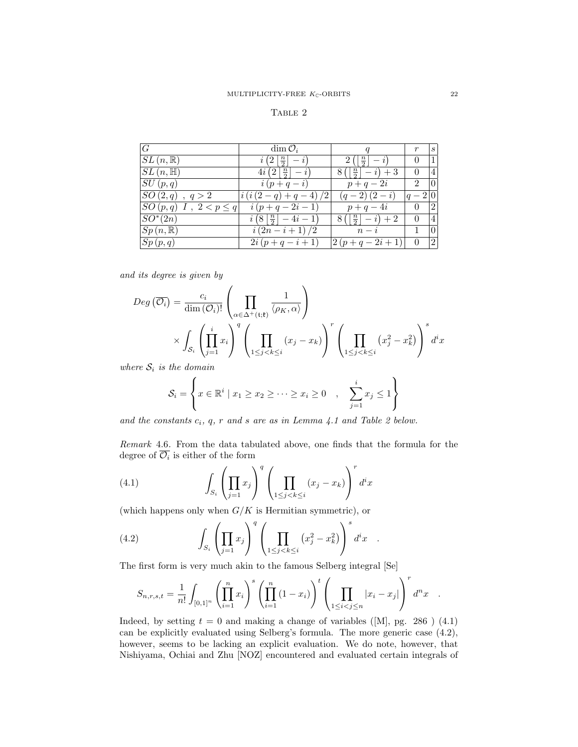Table 2

| $G$ | $\dim \mathcal{O}_i$ | $q$ | $r$ | $s$ |
|---|---|---|---|---|
| $SL(n,\mathbb{R})$ | $i\left(2\left\lfloor\frac{n}{2}\right\rfloor - i\right)$ | $2\left(\left\lfloor\frac{n}{2}\right\rfloor - i\right)$ | $0$ | $1$ |
| $SL(n,\mathbb{H})$ | $4i\left(2\left\lfloor\frac{n}{2}\right\rfloor - i\right)$ | $8\left(\left\lfloor\frac{n}{2}\right\rfloor - i\right)+3$ | $0$ | $4$ |
| $SU(p,q)$ | $i(p+q-i)$ | $p+q-2i$ | $2$ | $0$ |
| $SO(2,q)\ ,\ q>2$ | $i\left(i(2-q)+q-4\right)/2$ | $(q-2)(2-i)$ | $q-2$ | $0$ |
| $SO(p,q)\ I\ ,\ 2<p\leq q$ | $i(p+q-2i-1)$ | $p+q-4i$ | $0$ | $2$ |
| $SO^*(2n)$ | $i\left(8\left\lfloor\frac{n}{2}\right\rfloor - 4i-1\right)$ | $8\left(\left\lfloor\frac{n}{2}\right\rfloor - i\right)+2$ | $0$ | $4$ |
| $Sp(n,\mathbb{R})$ | $i(2n-i+1)/2$ | $n-i$ | $1$ | $0$ |
| $Sp(p,q)$ | $2i(p+q-i+1)$ | $2(p+q-2i+1)$ | $0$ | $2$ |

*and its degree is given by*

$$
Deg\left(\overline{\mathcal{O}_i}\right) = \frac{c_i}{\dim(\mathcal{O}_i)!}\left(\prod_{\alpha\in\Delta^+(\mathfrak{t};\mathfrak{k})}\frac{1}{\langle\rho_K,\alpha\rangle}\right)
\times\int_{\mathcal{S}_i}\left(\prod_{j=1}^{i}x_i\right)^q\left(\prod_{1\leq j<k\leq i}(x_j-x_k)\right)^r\left(\prod_{1\leq j<k\leq i}\left(x_j^2-x_k^2\right)\right)^s d^ix
$$

*where $\mathcal{S}_i$ is the domain*

$$
\mathcal{S}_i = \left\{x\in\mathbb{R}^i \mid x_1\geq x_2\geq\cdots\geq x_i\geq 0 \quad , \quad \sum_{j=1}^{i}x_j\leq 1\right\}
$$

*and the constants $c_i$, $q$, $r$ and $s$ are as in Lemma 4.1 and Table 2 below.*

*Remark* 4.6. From the data tabulated above, one finds that the formula for the degree of $\overline{\mathcal{O}_i}$ is either of the form

$$
\int_{S_i}\left(\prod_{j=1}x_j\right)^q\left(\prod_{1\leq j<k\leq i}(x_j-x_k)\right)^r d^ix \tag{4.1}
$$

(which happens only when $G/K$ is Hermitian symmetric), or

$$
\int_{S_i}\left(\prod_{j=1}x_j\right)^q\left(\prod_{1\leq j<k\leq i}\left(x_j^2-x_k^2\right)\right)^s d^ix \quad . \tag{4.2}
$$

The first form is very much akin to the famous Selberg integral [Se]

$$
S_{n,r,s,t} = \frac{1}{n!}\int_{[0,1]^n}\left(\prod_{i=1}^{n}x_i\right)^s\left(\prod_{i=1}^{n}(1-x_i)\right)^t\left(\prod_{1\leq i<j\leq n}|x_i-x_j|\right)^r d^nx \quad .
$$

Indeed, by setting $t=0$ and making a change of variables ([M], pg. 286 ) (4.1) can be explicitly evaluated using Selberg's formula. The more generic case (4.2), however, seems to be lacking an explicit evaluation. We do note, however, that Nishiyama, Ochiai and Zhu [NOZ] encountered and evaluated certain integrals of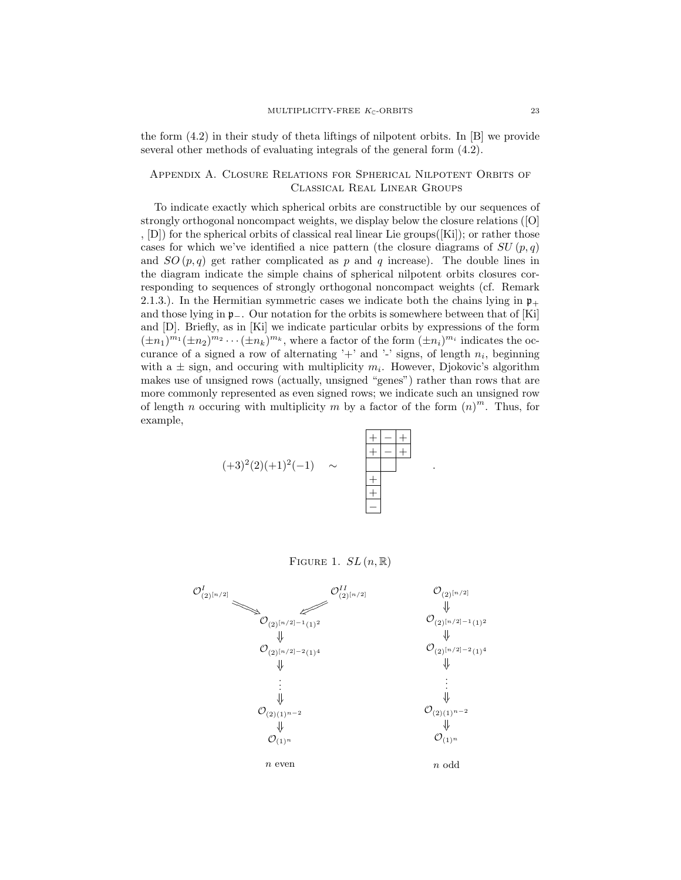the form (4.2) in their study of theta liftings of nilpotent orbits. In [B] we provide several other methods of evaluating integrals of the general form (4.2).

## Appendix A. Closure Relations for Spherical Nilpotent Orbits of Classical Real Linear Groups

To indicate exactly which spherical orbits are constructible by our sequences of strongly orthogonal noncompact weights, we display below the closure relations ([O] , [D]) for the spherical orbits of classical real linear Lie groups([Ki]); or rather those cases for which we've identified a nice pattern (the closure diagrams of $SU(p,q)$ and $SO(p,q)$ get rather complicated as $p$ and $q$ increase). The double lines in the diagram indicate the simple chains of spherical nilpotent orbits closures corresponding to sequences of strongly orthogonal noncompact weights (cf. Remark 2.1.3.). In the Hermitian symmetric cases we indicate both the chains lying in $\mathfrak{p}_+$ and those lying in $\mathfrak{p}_-$. Our notation for the orbits is somewhere between that of [Ki] and [D]. Briefly, as in [Ki] we indicate particular orbits by expressions of the form $(\pm n_1)^{m_1}(\pm n_2)^{m_2}\cdots(\pm n_k)^{m_k}$, where a factor of the form $(\pm n_i)^{m_i}$ indicates the occurance of a signed a row of alternating '+' and '-' signs, of length $n_i$, beginning with a $\pm$ sign, and occuring with multiplicity $m_i$. However, Djokovic's algorithm makes use of unsigned rows (actually, unsigned "genes") rather than rows that are more commonly represented as even signed rows; we indicate such an unsigned row of length $n$ occuring with multiplicity $m$ by a factor of the form $(n)^m$. Thus, for example,

$$(+3)^2(2)(+1)^2(-1) \quad \sim \quad \begin{array}{|c|c|c|} \hline + & - & + \\ \hline + & - & + \\ \hline & & \\ \hline + \\ \cline{1-1} + \\ \cline{1-1} - \\ \cline{1-1} \end{array} .$$

Figure 1. $SL(n,\mathbb{R})$

$n$ even:

$$\mathcal{O}^{I}_{(2)^{[n/2]}} \Rightarrow \mathcal{O}_{(2)^{[n/2]-1}(1)^2}, \quad \mathcal{O}^{II}_{(2)^{[n/2]}} \Rightarrow \mathcal{O}_{(2)^{[n/2]-1}(1)^2}$$

$$\mathcal{O}_{(2)^{[n/2]-1}(1)^2} \Downarrow \mathcal{O}_{(2)^{[n/2]-2}(1)^4} \Downarrow \cdots \Downarrow \mathcal{O}_{(2)(1)^{n-2}} \Downarrow \mathcal{O}_{(1)^n}$$

$n$ odd:

$$\mathcal{O}_{(2)^{[n/2]}} \Downarrow \mathcal{O}_{(2)^{[n/2]-1}(1)^2} \Downarrow \mathcal{O}_{(2)^{[n/2]-2}(1)^4} \Downarrow \cdots \Downarrow \mathcal{O}_{(2)(1)^{n-2}} \Downarrow \mathcal{O}_{(1)^n}$$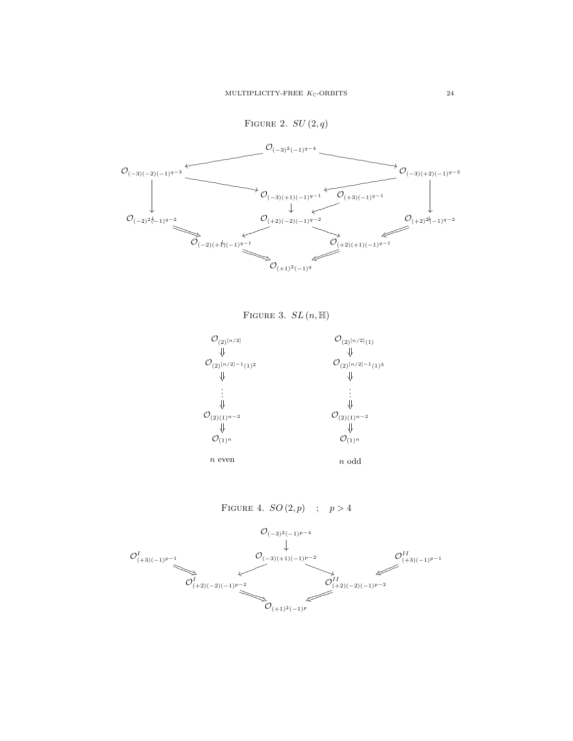Figure 2. $SU(2,q)$

$$\mathcal{O}_{(-3)^2(-1)^{q-4}}$$

$$\mathcal{O}_{(-3)(-2)(-1)^{q-3}} \qquad \mathcal{O}_{(-3)(+2)(-1)^{q-3}}$$

$$\mathcal{O}_{(-3)(+1)(-1)^{q-1}} \qquad \mathcal{O}_{(+3)(-1)^{q-1}}$$

$$\mathcal{O}_{(-2)^2(-1)^{q-2}} \qquad \mathcal{O}_{(+2)(-2)(-1)^{q-2}} \qquad \mathcal{O}_{(+2)^2(-1)^{q-2}}$$

$$\mathcal{O}_{(-2)(+1)(-1)^{q-1}} \qquad \mathcal{O}_{(+2)(+1)(-1)^{q-1}}$$

$$\mathcal{O}_{(+1)^2(-1)^q}$$

Figure 3. $SL(n,\mathbb{H})$

$n$ even:

$$\mathcal{O}_{(2)^{[n/2]}} \Downarrow \mathcal{O}_{(2)^{[n/2]-1}(1)^2} \Downarrow \cdots \Downarrow \mathcal{O}_{(2)(1)^{n-2}} \Downarrow \mathcal{O}_{(1)^n}$$

$n$ odd:

$$\mathcal{O}_{(2)^{[n/2]}(1)} \Downarrow \mathcal{O}_{(2)^{[n/2]-1}(1)^3} \Downarrow \cdots \Downarrow \mathcal{O}_{(2)(1)^{n-2}} \Downarrow \mathcal{O}_{(1)^n}$$

Figure 4. $SO(2,p)$ ; $p > 4$

$$\mathcal{O}_{(-3)^2(-1)^{p-4}}$$

$$\mathcal{O}^{I}_{(+3)(-1)^{p-1}} \qquad \mathcal{O}_{(-3)(+1)(-1)^{p-2}} \qquad \mathcal{O}^{II}_{(+3)(-1)^{p-1}}$$

$$\mathcal{O}^{I}_{(+2)(-2)(-1)^{p-2}} \qquad \mathcal{O}^{II}_{(+2)(-2)(-1)^{p-2}}$$

$$\mathcal{O}_{(+1)^2(-1)^p}$$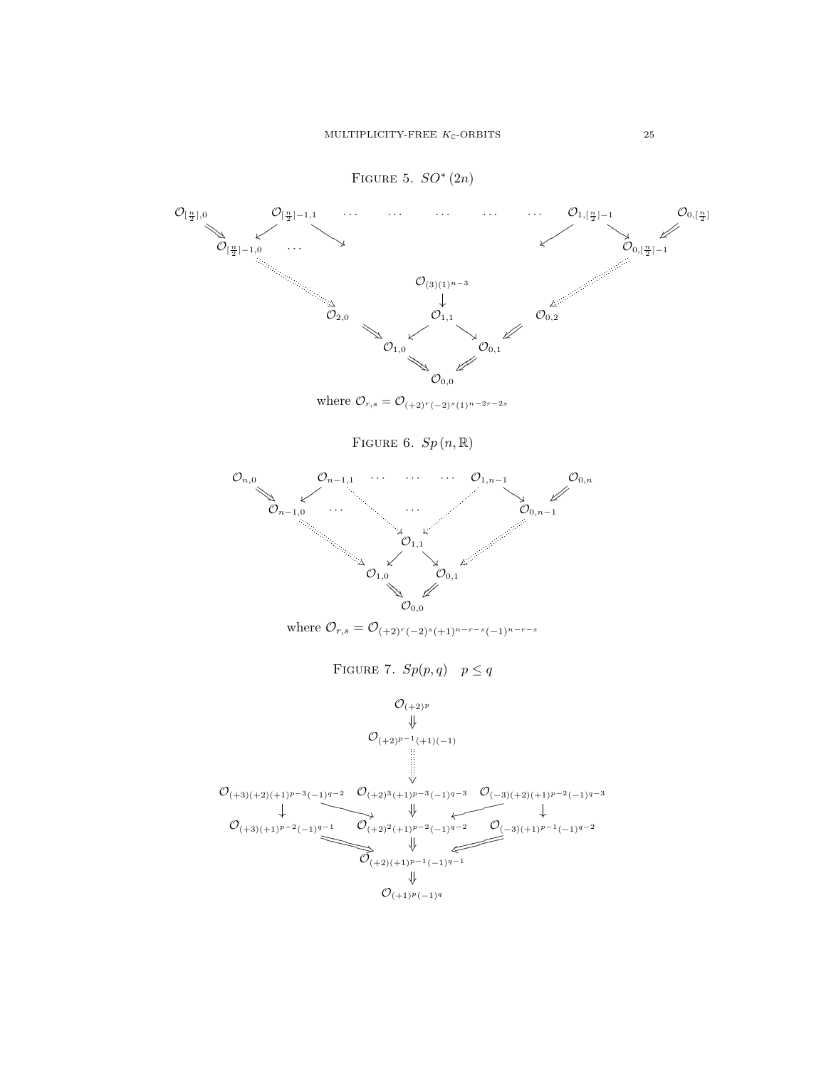Figure 5. $SO^*(2n)$

$\mathcal{O}_{[\frac{n}{2}],0}$ $\quad$ $\mathcal{O}_{[\frac{n}{2}]-1,1}$ $\quad \cdots \quad \cdots \quad \cdots \quad \cdots \quad \cdots$ $\quad$ $\mathcal{O}_{1,[\frac{n}{2}]-1}$ $\quad$ $\mathcal{O}_{0,[\frac{n}{2}]}$

$\mathcal{O}_{[\frac{n}{2}]-1,0}$ $\quad \cdots$ $\quad\quad\quad\quad$ $\mathcal{O}_{0,[\frac{n}{2}]-1}$

$\mathcal{O}_{(3)(1)^{n-3}}$

$\mathcal{O}_{2,0}$ $\quad$ $\mathcal{O}_{1,1}$ $\quad$ $\mathcal{O}_{0,2}$

$\mathcal{O}_{1,0}$ $\quad$ $\mathcal{O}_{0,1}$

$\mathcal{O}_{0,0}$

where $\mathcal{O}_{r,s} = \mathcal{O}_{(+2)^r(-2)^s(1)^{n-2r-2s}}$

Figure 6. $Sp(n,\mathbb{R})$

$\mathcal{O}_{n,0}$ $\quad$ $\mathcal{O}_{n-1,1}$ $\quad \cdots \quad \cdots \quad \cdots$ $\quad$ $\mathcal{O}_{1,n-1}$ $\quad$ $\mathcal{O}_{0,n}$

$\mathcal{O}_{n-1,0}$ $\quad \cdots \quad\quad \cdots \quad\quad$ $\mathcal{O}_{0,n-1}$

$\mathcal{O}_{1,1}$

$\mathcal{O}_{1,0}$ $\quad$ $\mathcal{O}_{0,1}$

$\mathcal{O}_{0,0}$

where $\mathcal{O}_{r,s} = \mathcal{O}_{(+2)^r(-2)^s(+1)^{n-r-s}(-1)^{n-r-s}}$

Figure 7. $Sp(p,q) \quad p \leq q$

$\mathcal{O}_{(+2)^p}$

$\mathcal{O}_{(+2)^{p-1}(+1)(-1)}$

$\mathcal{O}_{(+3)(+2)(+1)^{p-3}(-1)^{q-2}}$ $\quad$ $\mathcal{O}_{(+2)^3(+1)^{p-3}(-1)^{q-3}}$ $\quad$ $\mathcal{O}_{(-3)(+2)(+1)^{p-2}(-1)^{q-3}}$

$\mathcal{O}_{(+3)(+1)^{p-2}(-1)^{q-1}}$ $\quad$ $\mathcal{O}_{(+2)^2(+1)^{p-2}(-1)^{q-2}}$ $\quad$ $\mathcal{O}_{(-3)(+1)^{p-1}(-1)^{q-2}}$

$\mathcal{O}_{(+2)(+1)^{p-1}(-1)^{q-1}}$

$\mathcal{O}_{(+1)^p(-1)^q}$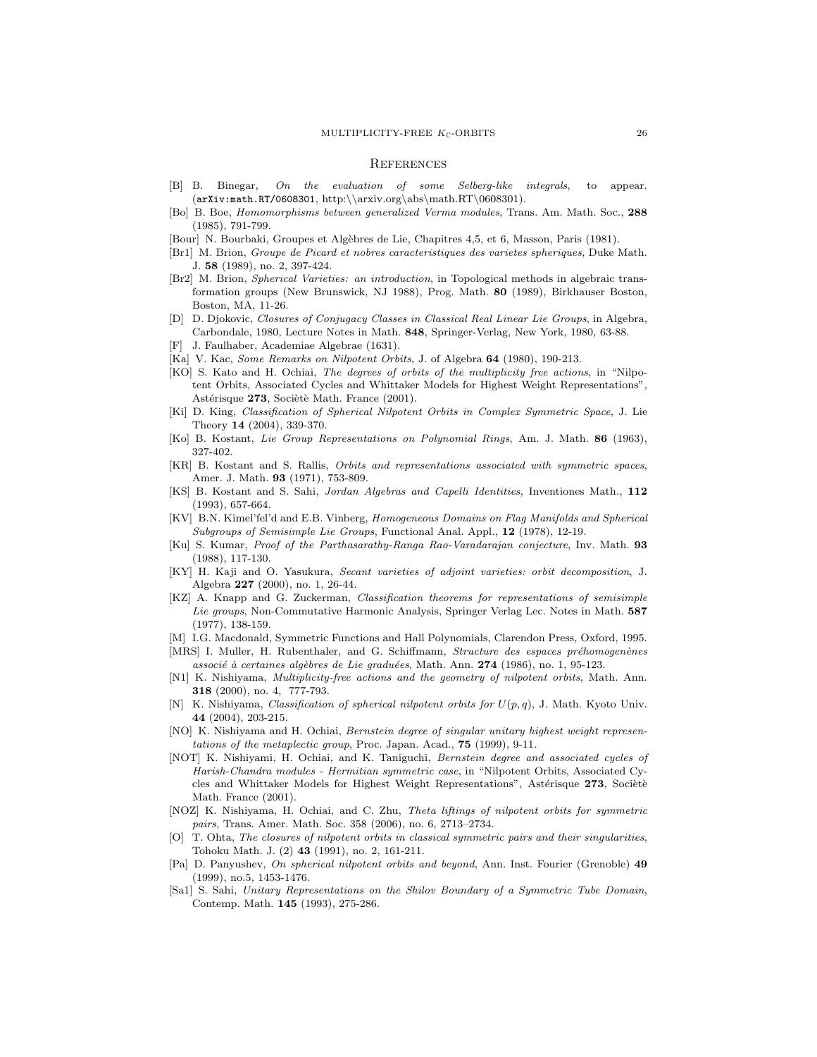## References

[B] B. Binegar, *On the evaluation of some Selberg-like integrals*, to appear. (arXiv:math.RT/0608301, http:\\arxiv.org\abs\math.RT\0608301).

[Bo] B. Boe, *Homomorphisms between generalized Verma modules*, Trans. Am. Math. Soc., **288** (1985), 791-799.

[Bour] N. Bourbaki, Groupes et Algèbres de Lie, Chapitres 4,5, et 6, Masson, Paris (1981).

[Br1] M. Brion, *Groupe de Picard et nobres caracteristiques des varietes spheriques*, Duke Math. J. **58** (1989), no. 2, 397-424.

[Br2] M. Brion, *Spherical Varieties: an introduction*, in Topological methods in algebraic transformation groups (New Brunswick, NJ 1988), Prog. Math. **80** (1989), Birkhauser Boston, Boston, MA, 11-26.

[D] D. Djokovic, *Closures of Conjugacy Classes in Classical Real Linear Lie Groups*, in Algebra, Carbondale, 1980, Lecture Notes in Math. **848**, Springer-Verlag, New York, 1980, 63-88.

[F] J. Faulhaber, Academiae Algebrae (1631).

[Ka] V. Kac, *Some Remarks on Nilpotent Orbits*, J. of Algebra **64** (1980), 190-213.

[KO] S. Kato and H. Ochiai, *The degrees of orbits of the multiplicity free actions*, in "Nilpotent Orbits, Associated Cycles and Whittaker Models for Highest Weight Representations", Astérisque **273**, Sociètè Math. France (2001).

[Ki] D. King, *Classification of Spherical Nilpotent Orbits in Complex Symmetric Space*, J. Lie Theory **14** (2004), 339-370.

[Ko] B. Kostant, *Lie Group Representations on Polynomial Rings*, Am. J. Math. **86** (1963), 327-402.

[KR] B. Kostant and S. Rallis, *Orbits and representations associated with symmetric spaces*, Amer. J. Math. **93** (1971), 753-809.

[KS] B. Kostant and S. Sahi, *Jordan Algebras and Capelli Identities*, Inventiones Math., **112** (1993), 657-664.

[KV] B.N. Kimel'fel'd and E.B. Vinberg, *Homogeneous Domains on Flag Manifolds and Spherical Subgroups of Semisimple Lie Groups*, Functional Anal. Appl., **12** (1978), 12-19.

[Ku] S. Kumar, *Proof of the Parthasarathy-Ranga Rao-Varadarajan conjecture*, Inv. Math. **93** (1988), 117-130.

[KY] H. Kaji and O. Yasukura, *Secant varieties of adjoint varieties: orbit decomposition*, J. Algebra **227** (2000), no. 1, 26-44.

[KZ] A. Knapp and G. Zuckerman, *Classification theorems for representations of semisimple Lie groups*, Non-Commutative Harmonic Analysis, Springer Verlag Lec. Notes in Math. **587** (1977), 138-159.

[M] I.G. Macdonald, Symmetric Functions and Hall Polynomials, Clarendon Press, Oxford, 1995.

[MRS] I. Muller, H. Rubenthaler, and G. Schiffmann, *Structure des espaces préhomogenènes associé à certaines algèbres de Lie graduées*, Math. Ann. **274** (1986), no. 1, 95-123.

[N1] K. Nishiyama, *Multiplicity-free actions and the geometry of nilpotent orbits*, Math. Ann. **318** (2000), no. 4, 777-793.

[N] K. Nishiyama, *Classification of spherical nilpotent orbits for $U(p,q)$*, J. Math. Kyoto Univ. **44** (2004), 203-215.

[NO] K. Nishiyama and H. Ochiai, *Bernstein degree of singular unitary highest weight representations of the metaplectic group*, Proc. Japan. Acad., **75** (1999), 9-11.

[NOT] K. Nishiyami, H. Ochiai, and K. Taniguchi, *Bernstein degree and associated cycles of Harish-Chandra modules - Hermitian symmetric case*, in "Nilpotent Orbits, Associated Cycles and Whittaker Models for Highest Weight Representations", Astérisque **273**, Sociètè Math. France (2001).

[NOZ] K. Nishiyama, H. Ochiai, and C. Zhu, *Theta liftings of nilpotent orbits for symmetric pairs*, Trans. Amer. Math. Soc. 358 (2006), no. 6, 2713–2734.

[O] T. Ohta, *The closures of nilpotent orbits in classical symmetric pairs and their singularities*, Tohoku Math. J. (2) **43** (1991), no. 2, 161-211.

[Pa] D. Panyushev, *On spherical nilpotent orbits and beyond*, Ann. Inst. Fourier (Grenoble) **49** (1999), no.5, 1453-1476.

[Sa1] S. Sahi, *Unitary Representations on the Shilov Boundary of a Symmetric Tube Domain*, Contemp. Math. **145** (1993), 275-286.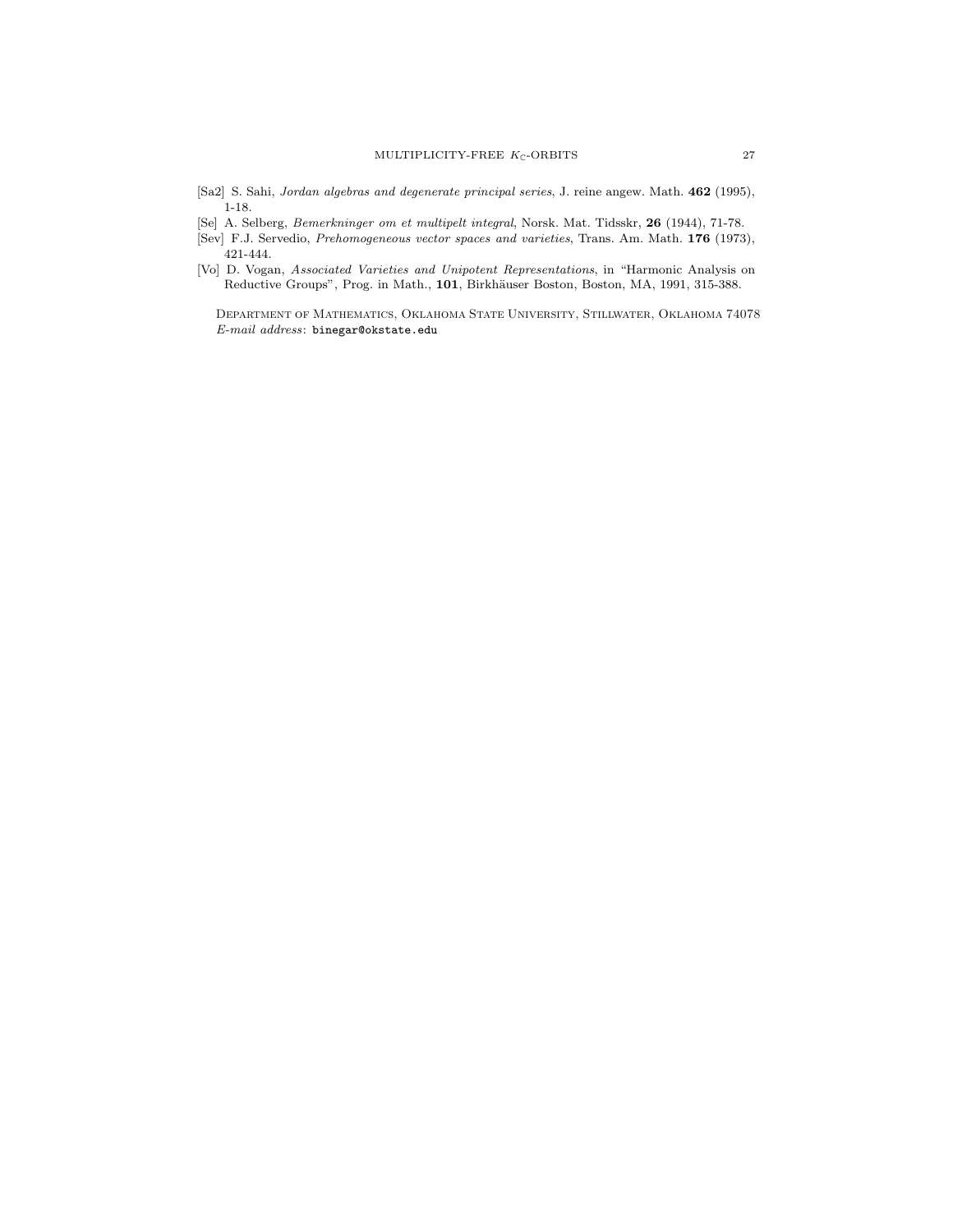[Sa2] S. Sahi, *Jordan algebras and degenerate principal series*, J. reine angew. Math. **462** (1995), 1-18.

[Se] A. Selberg, *Bemerkninger om et multipelt integral*, Norsk. Mat. Tidsskr, **26** (1944), 71-78.

[Sev] F.J. Servedio, *Prehomogeneous vector spaces and varieties*, Trans. Am. Math. **176** (1973), 421-444.

[Vo] D. Vogan, *Associated Varieties and Unipotent Representations*, in "Harmonic Analysis on Reductive Groups", Prog. in Math., **101**, Birkhäuser Boston, Boston, MA, 1991, 315-388.

Department of Mathematics, Oklahoma State University, Stillwater, Oklahoma 74078

*E-mail address*: binegar@okstate.edu